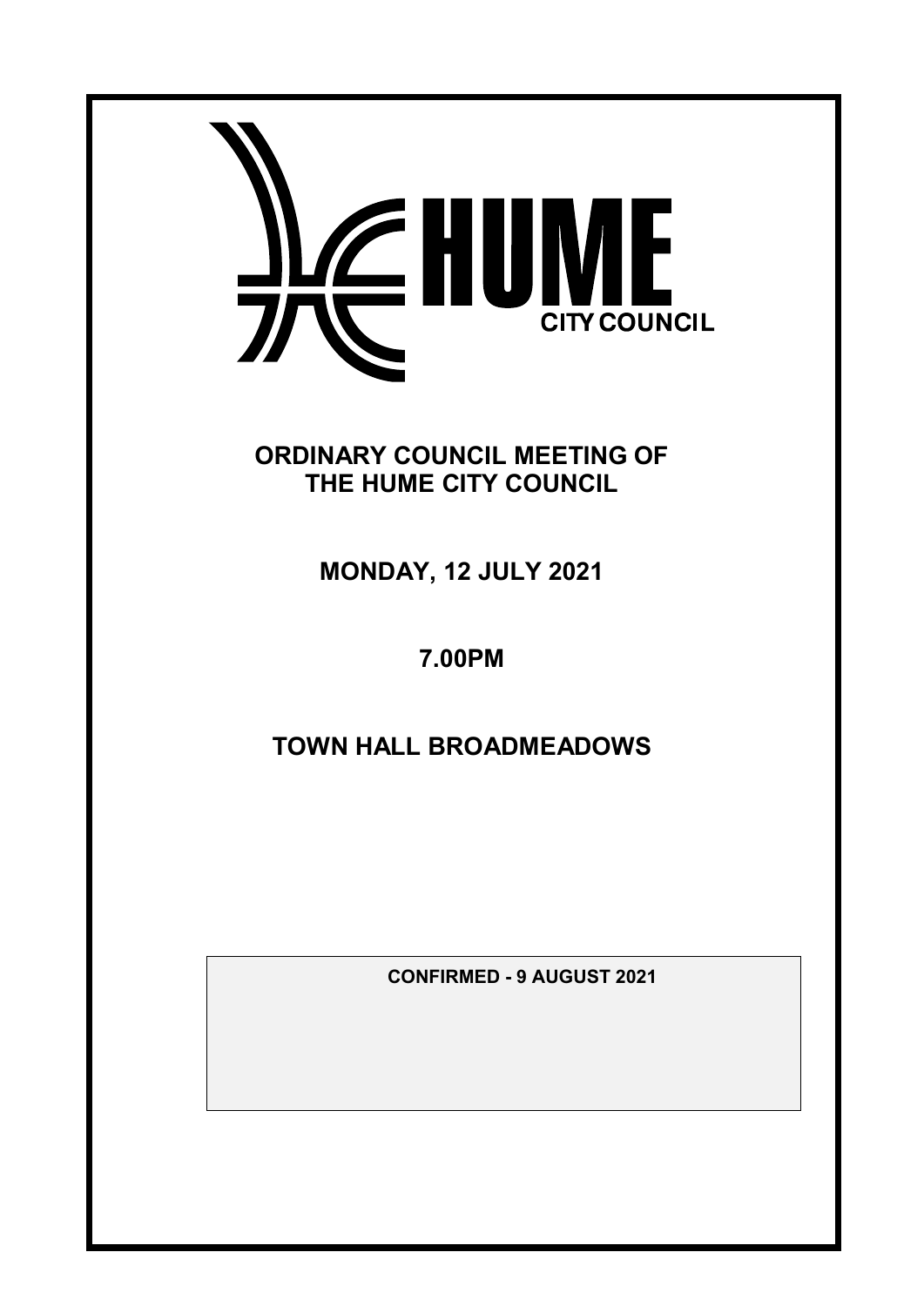HUME CITY COUNCIL

# ORDINARY COUNCIL MEETING OF THE HUME CITY COUNCIL

## MONDAY, 12 JULY 2021

## 7.00PM

## TOWN HALL BROADMEADOWS

**CONFIRMED - 9 AUGUST 2021**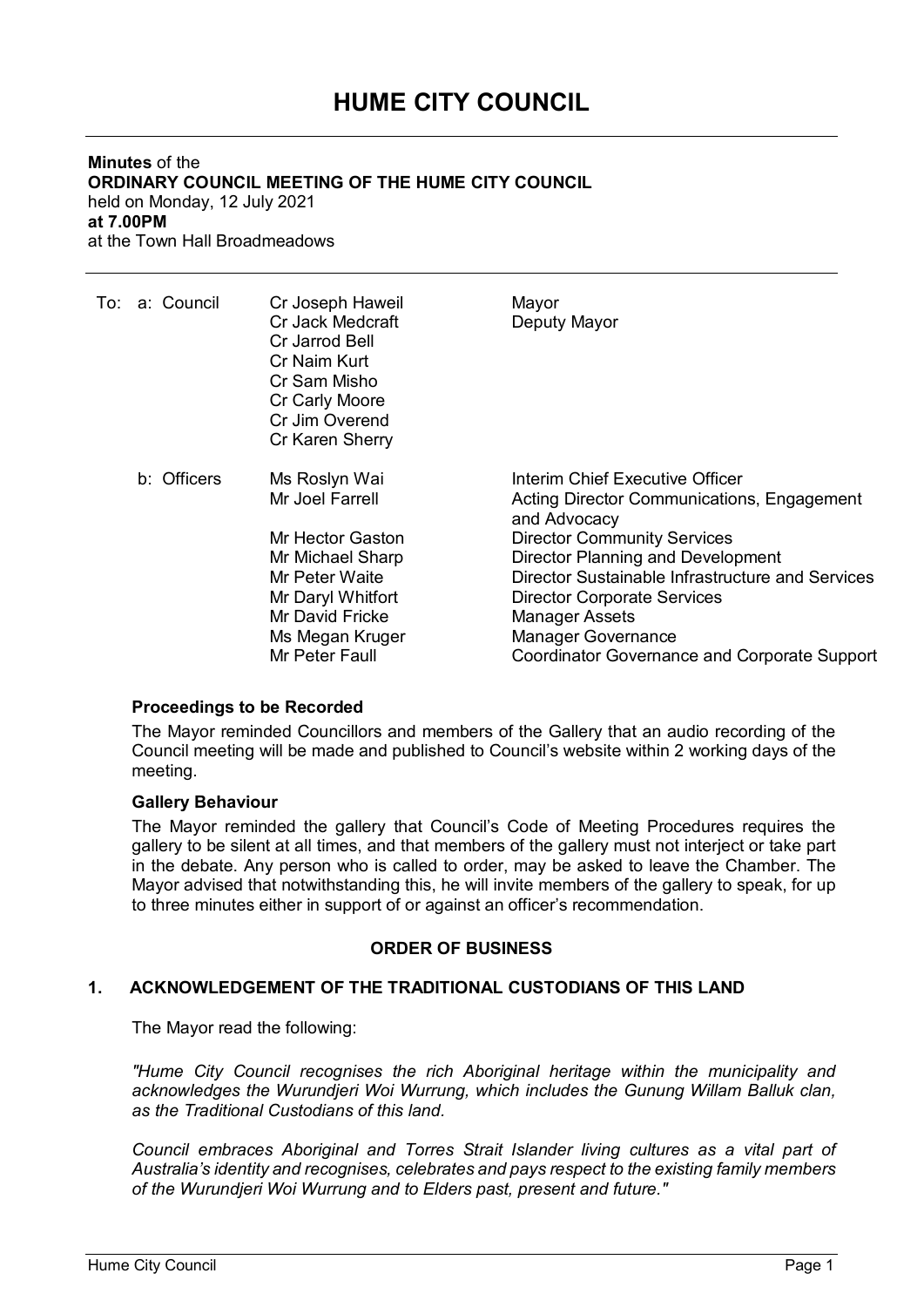# HUME CITY COUNCIL

**Minutes** of the
**ORDINARY COUNCIL MEETING OF THE HUME CITY COUNCIL**
held on Monday, 12 July 2021
**at 7.00PM**
at the Town Hall Broadmeadows

| To: | | | |
|---|---|---|---|
| | a: Council | Cr Joseph Haweil | Mayor |
| | | Cr Jack Medcraft | Deputy Mayor |
| | | Cr Jarrod Bell | |
| | | Cr Naim Kurt | |
| | | Cr Sam Misho | |
| | | Cr Carly Moore | |
| | | Cr Jim Overend | |
| | | Cr Karen Sherry | |
| | b: Officers | Ms Roslyn Wai | Interim Chief Executive Officer |
| | | Mr Joel Farrell | Acting Director Communications, Engagement and Advocacy |
| | | Mr Hector Gaston | Director Community Services |
| | | Mr Michael Sharp | Director Planning and Development |
| | | Mr Peter Waite | Director Sustainable Infrastructure and Services |
| | | Mr Daryl Whitfort | Director Corporate Services |
| | | Mr David Fricke | Manager Assets |
| | | Ms Megan Kruger | Manager Governance |
| | | Mr Peter Faull | Coordinator Governance and Corporate Support |

**Proceedings to be Recorded**

The Mayor reminded Councillors and members of the Gallery that an audio recording of the Council meeting will be made and published to Council's website within 2 working days of the meeting.

**Gallery Behaviour**

The Mayor reminded the gallery that Council's Code of Meeting Procedures requires the gallery to be silent at all times, and that members of the gallery must not interject or take part in the debate. Any person who is called to order, may be asked to leave the Chamber. The Mayor advised that notwithstanding this, he will invite members of the gallery to speak, for up to three minutes either in support of or against an officer's recommendation.

## ORDER OF BUSINESS

### 1. ACKNOWLEDGEMENT OF THE TRADITIONAL CUSTODIANS OF THIS LAND

The Mayor read the following:

*"Hume City Council recognises the rich Aboriginal heritage within the municipality and acknowledges the Wurundjeri Woi Wurrung, which includes the Gunung Willam Balluk clan, as the Traditional Custodians of this land.*

*Council embraces Aboriginal and Torres Strait Islander living cultures as a vital part of Australia's identity and recognises, celebrates and pays respect to the existing family members of the Wurundjeri Woi Wurrung and to Elders past, present and future."*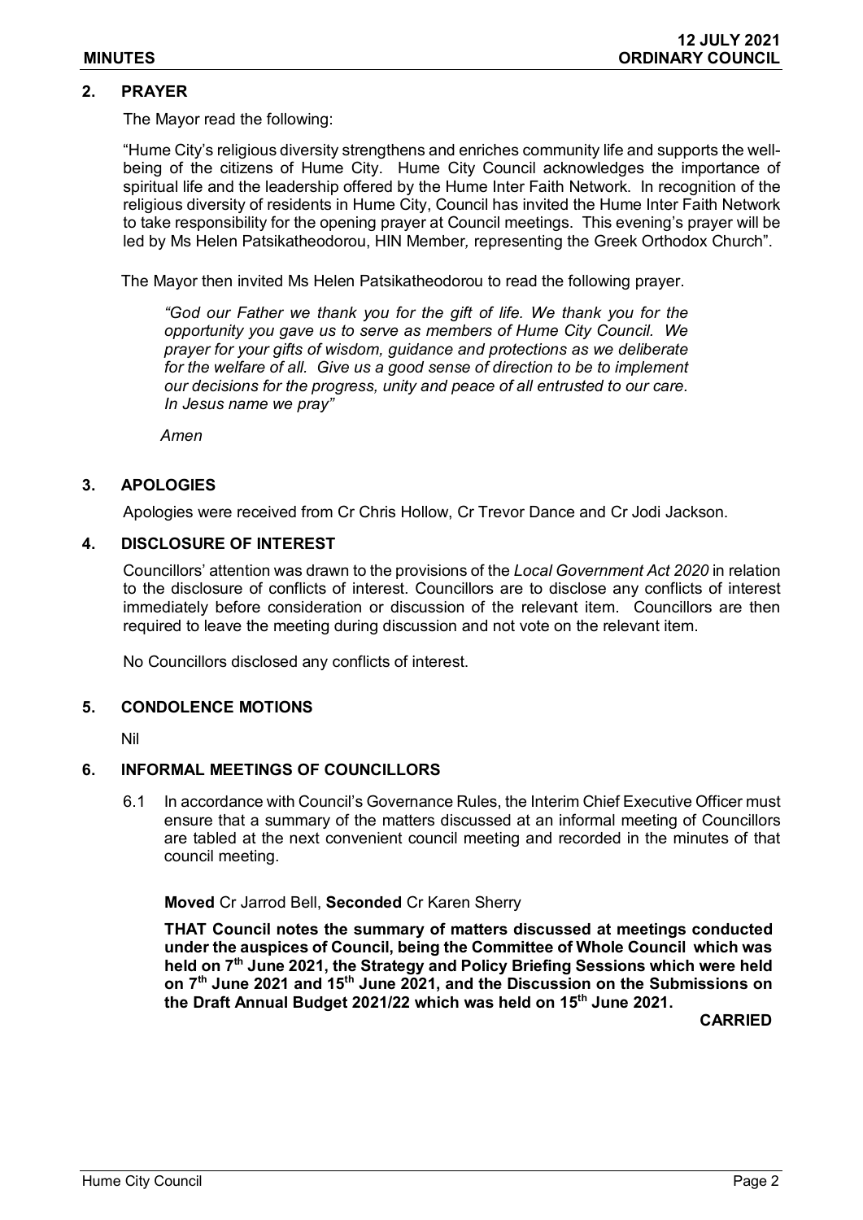## 2. PRAYER

The Mayor read the following:

"Hume City's religious diversity strengthens and enriches community life and supports the well-being of the citizens of Hume City. Hume City Council acknowledges the importance of spiritual life and the leadership offered by the Hume Inter Faith Network. In recognition of the religious diversity of residents in Hume City, Council has invited the Hume Inter Faith Network to take responsibility for the opening prayer at Council meetings. This evening's prayer will be led by Ms Helen Patsikatheodorou, HIN Member*,* representing the Greek Orthodox Church".

The Mayor then invited Ms Helen Patsikatheodorou to read the following prayer.

> *"God our Father we thank you for the gift of life. We thank you for the opportunity you gave us to serve as members of Hume City Council. We prayer for your gifts of wisdom, guidance and protections as we deliberate for the welfare of all. Give us a good sense of direction to be to implement our decisions for the progress, unity and peace of all entrusted to our care. In Jesus name we pray"*
>
> *Amen*

## 3. APOLOGIES

Apologies were received from Cr Chris Hollow, Cr Trevor Dance and Cr Jodi Jackson.

## 4. DISCLOSURE OF INTEREST

Councillors' attention was drawn to the provisions of the *Local Government Act 2020* in relation to the disclosure of conflicts of interest. Councillors are to disclose any conflicts of interest immediately before consideration or discussion of the relevant item. Councillors are then required to leave the meeting during discussion and not vote on the relevant item.

No Councillors disclosed any conflicts of interest.

## 5. CONDOLENCE MOTIONS

Nil

## 6. INFORMAL MEETINGS OF COUNCILLORS

6.1 In accordance with Council's Governance Rules, the Interim Chief Executive Officer must ensure that a summary of the matters discussed at an informal meeting of Councillors are tabled at the next convenient council meeting and recorded in the minutes of that council meeting.

**Moved** Cr Jarrod Bell, **Seconded** Cr Karen Sherry

**THAT Council notes the summary of matters discussed at meetings conducted under the auspices of Council, being the Committee of Whole Council which was held on 7th June 2021, the Strategy and Policy Briefing Sessions which were held on 7th June 2021 and 15th June 2021, and the Discussion on the Submissions on the Draft Annual Budget 2021/22 which was held on 15th June 2021.**

**CARRIED**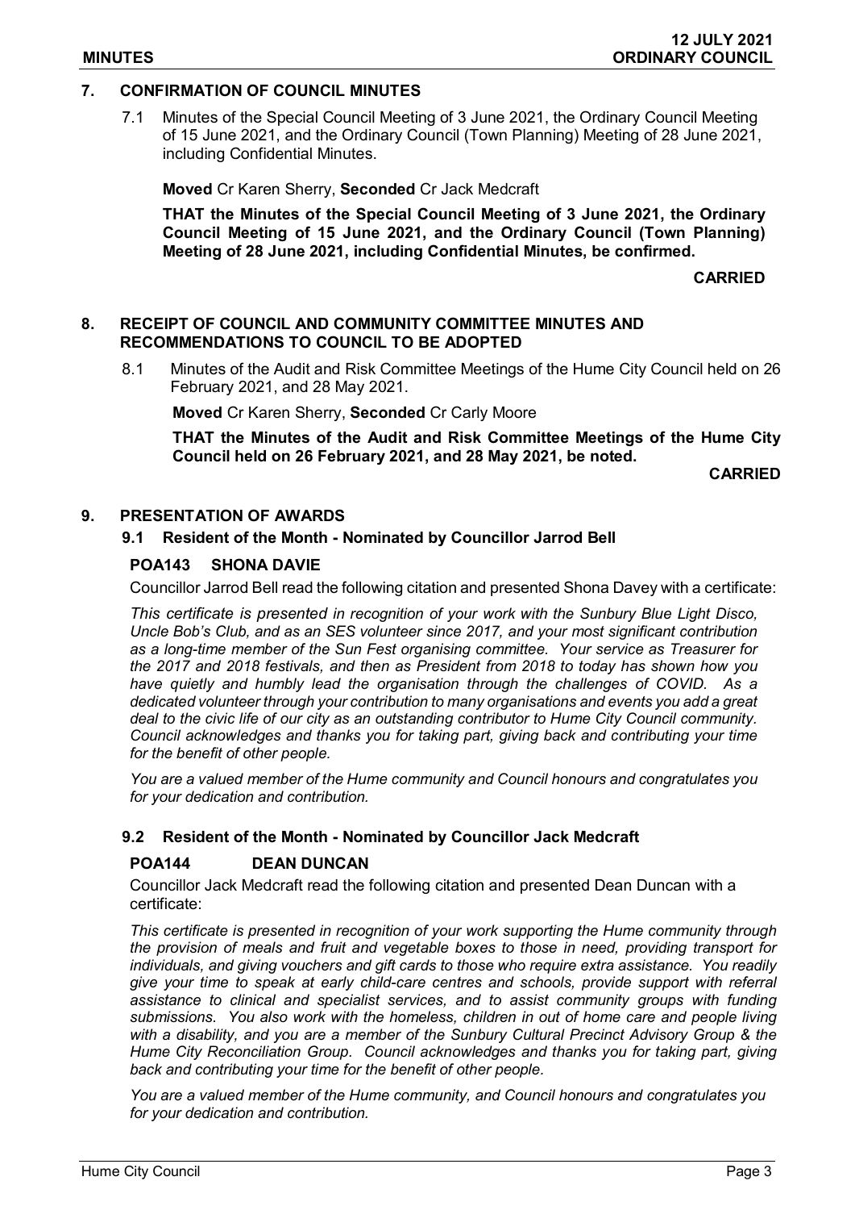## 7. CONFIRMATION OF COUNCIL MINUTES

7.1 Minutes of the Special Council Meeting of 3 June 2021, the Ordinary Council Meeting of 15 June 2021, and the Ordinary Council (Town Planning) Meeting of 28 June 2021, including Confidential Minutes.

**Moved** Cr Karen Sherry, **Seconded** Cr Jack Medcraft

**THAT the Minutes of the Special Council Meeting of 3 June 2021, the Ordinary Council Meeting of 15 June 2021, and the Ordinary Council (Town Planning) Meeting of 28 June 2021, including Confidential Minutes, be confirmed.**

**CARRIED**

## 8. RECEIPT OF COUNCIL AND COMMUNITY COMMITTEE MINUTES AND RECOMMENDATIONS TO COUNCIL TO BE ADOPTED

8.1 Minutes of the Audit and Risk Committee Meetings of the Hume City Council held on 26 February 2021, and 28 May 2021.

**Moved** Cr Karen Sherry, **Seconded** Cr Carly Moore

**THAT the Minutes of the Audit and Risk Committee Meetings of the Hume City Council held on 26 February 2021, and 28 May 2021, be noted.**

**CARRIED**

## 9. PRESENTATION OF AWARDS

### 9.1 Resident of the Month - Nominated by Councillor Jarrod Bell

**POA143 SHONA DAVIE**

Councillor Jarrod Bell read the following citation and presented Shona Davey with a certificate:

*This certificate is presented in recognition of your work with the Sunbury Blue Light Disco, Uncle Bob's Club, and as an SES volunteer since 2017, and your most significant contribution as a long-time member of the Sun Fest organising committee. Your service as Treasurer for the 2017 and 2018 festivals, and then as President from 2018 to today has shown how you have quietly and humbly lead the organisation through the challenges of COVID. As a dedicated volunteer through your contribution to many organisations and events you add a great deal to the civic life of our city as an outstanding contributor to Hume City Council community. Council acknowledges and thanks you for taking part, giving back and contributing your time for the benefit of other people.*

*You are a valued member of the Hume community and Council honours and congratulates you for your dedication and contribution.*

### 9.2 Resident of the Month - Nominated by Councillor Jack Medcraft

**POA144 DEAN DUNCAN**

Councillor Jack Medcraft read the following citation and presented Dean Duncan with a certificate:

*This certificate is presented in recognition of your work supporting the Hume community through the provision of meals and fruit and vegetable boxes to those in need, providing transport for individuals, and giving vouchers and gift cards to those who require extra assistance. You readily give your time to speak at early child-care centres and schools, provide support with referral assistance to clinical and specialist services, and to assist community groups with funding submissions. You also work with the homeless, children in out of home care and people living with a disability, and you are a member of the Sunbury Cultural Precinct Advisory Group & the Hume City Reconciliation Group. Council acknowledges and thanks you for taking part, giving back and contributing your time for the benefit of other people.*

*You are a valued member of the Hume community, and Council honours and congratulates you for your dedication and contribution.*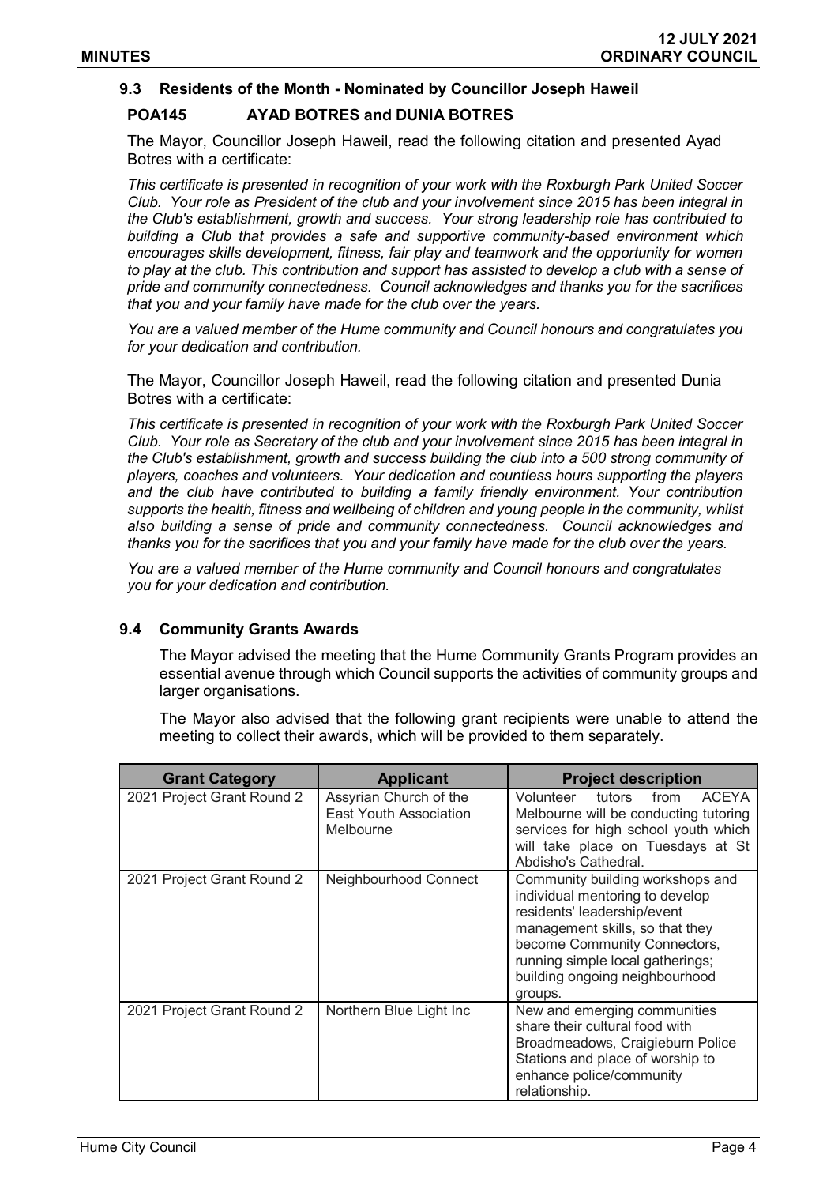### 9.3 Residents of the Month - Nominated by Councillor Joseph Haweil

**POA145 AYAD BOTRES and DUNIA BOTRES**

The Mayor, Councillor Joseph Haweil, read the following citation and presented Ayad Botres with a certificate:

*This certificate is presented in recognition of your work with the Roxburgh Park United Soccer Club. Your role as President of the club and your involvement since 2015 has been integral in the Club's establishment, growth and success. Your strong leadership role has contributed to building a Club that provides a safe and supportive community-based environment which encourages skills development, fitness, fair play and teamwork and the opportunity for women to play at the club. This contribution and support has assisted to develop a club with a sense of pride and community connectedness. Council acknowledges and thanks you for the sacrifices that you and your family have made for the club over the years.*

*You are a valued member of the Hume community and Council honours and congratulates you for your dedication and contribution.*

The Mayor, Councillor Joseph Haweil, read the following citation and presented Dunia Botres with a certificate:

*This certificate is presented in recognition of your work with the Roxburgh Park United Soccer Club. Your role as Secretary of the club and your involvement since 2015 has been integral in the Club's establishment, growth and success building the club into a 500 strong community of players, coaches and volunteers. Your dedication and countless hours supporting the players and the club have contributed to building a family friendly environment. Your contribution supports the health, fitness and wellbeing of children and young people in the community, whilst also building a sense of pride and community connectedness. Council acknowledges and thanks you for the sacrifices that you and your family have made for the club over the years.*

*You are a valued member of the Hume community and Council honours and congratulates you for your dedication and contribution.*

### 9.4 Community Grants Awards

The Mayor advised the meeting that the Hume Community Grants Program provides an essential avenue through which Council supports the activities of community groups and larger organisations.

The Mayor also advised that the following grant recipients were unable to attend the meeting to collect their awards, which will be provided to them separately.

| Grant Category | Applicant | Project description |
|---|---|---|
| 2021 Project Grant Round 2 | Assyrian Church of the East Youth Association Melbourne | Volunteer tutors from ACEYA Melbourne will be conducting tutoring services for high school youth which will take place on Tuesdays at St Abdisho's Cathedral. |
| 2021 Project Grant Round 2 | Neighbourhood Connect | Community building workshops and individual mentoring to develop residents' leadership/event management skills, so that they become Community Connectors, running simple local gatherings; building ongoing neighbourhood groups. |
| 2021 Project Grant Round 2 | Northern Blue Light Inc | New and emerging communities share their cultural food with Broadmeadows, Craigieburn Police Stations and place of worship to enhance police/community relationship. |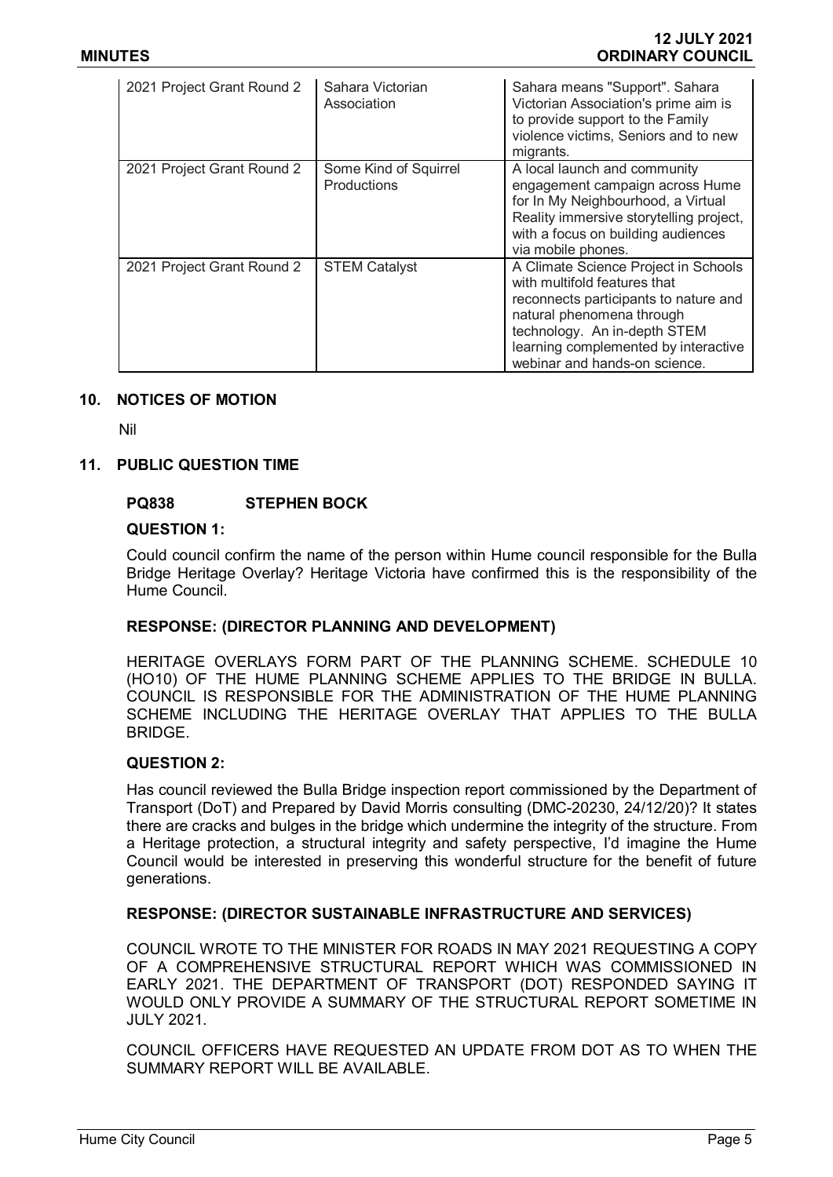| | | |
|---|---|---|
| 2021 Project Grant Round 2 | Sahara Victorian Association | Sahara means "Support". Sahara Victorian Association's prime aim is to provide support to the Family violence victims, Seniors and to new migrants. |
| 2021 Project Grant Round 2 | Some Kind of Squirrel Productions | A local launch and community engagement campaign across Hume for In My Neighbourhood, a Virtual Reality immersive storytelling project, with a focus on building audiences via mobile phones. |
| 2021 Project Grant Round 2 | STEM Catalyst | A Climate Science Project in Schools with multifold features that reconnects participants to nature and natural phenomena through technology. An in-depth STEM learning complemented by interactive webinar and hands-on science. |

## 10. NOTICES OF MOTION

Nil

## 11. PUBLIC QUESTION TIME

### PQ838 STEPHEN BOCK

**QUESTION 1:**

Could council confirm the name of the person within Hume council responsible for the Bulla Bridge Heritage Overlay? Heritage Victoria have confirmed this is the responsibility of the Hume Council.

**RESPONSE: (DIRECTOR PLANNING AND DEVELOPMENT)**

HERITAGE OVERLAYS FORM PART OF THE PLANNING SCHEME. SCHEDULE 10 (HO10) OF THE HUME PLANNING SCHEME APPLIES TO THE BRIDGE IN BULLA. COUNCIL IS RESPONSIBLE FOR THE ADMINISTRATION OF THE HUME PLANNING SCHEME INCLUDING THE HERITAGE OVERLAY THAT APPLIES TO THE BULLA BRIDGE.

**QUESTION 2:**

Has council reviewed the Bulla Bridge inspection report commissioned by the Department of Transport (DoT) and Prepared by David Morris consulting (DMC-20230, 24/12/20)? It states there are cracks and bulges in the bridge which undermine the integrity of the structure. From a Heritage protection, a structural integrity and safety perspective, I'd imagine the Hume Council would be interested in preserving this wonderful structure for the benefit of future generations.

**RESPONSE: (DIRECTOR SUSTAINABLE INFRASTRUCTURE AND SERVICES)**

COUNCIL WROTE TO THE MINISTER FOR ROADS IN MAY 2021 REQUESTING A COPY OF A COMPREHENSIVE STRUCTURAL REPORT WHICH WAS COMMISSIONED IN EARLY 2021. THE DEPARTMENT OF TRANSPORT (DOT) RESPONDED SAYING IT WOULD ONLY PROVIDE A SUMMARY OF THE STRUCTURAL REPORT SOMETIME IN JULY 2021.

COUNCIL OFFICERS HAVE REQUESTED AN UPDATE FROM DOT AS TO WHEN THE SUMMARY REPORT WILL BE AVAILABLE.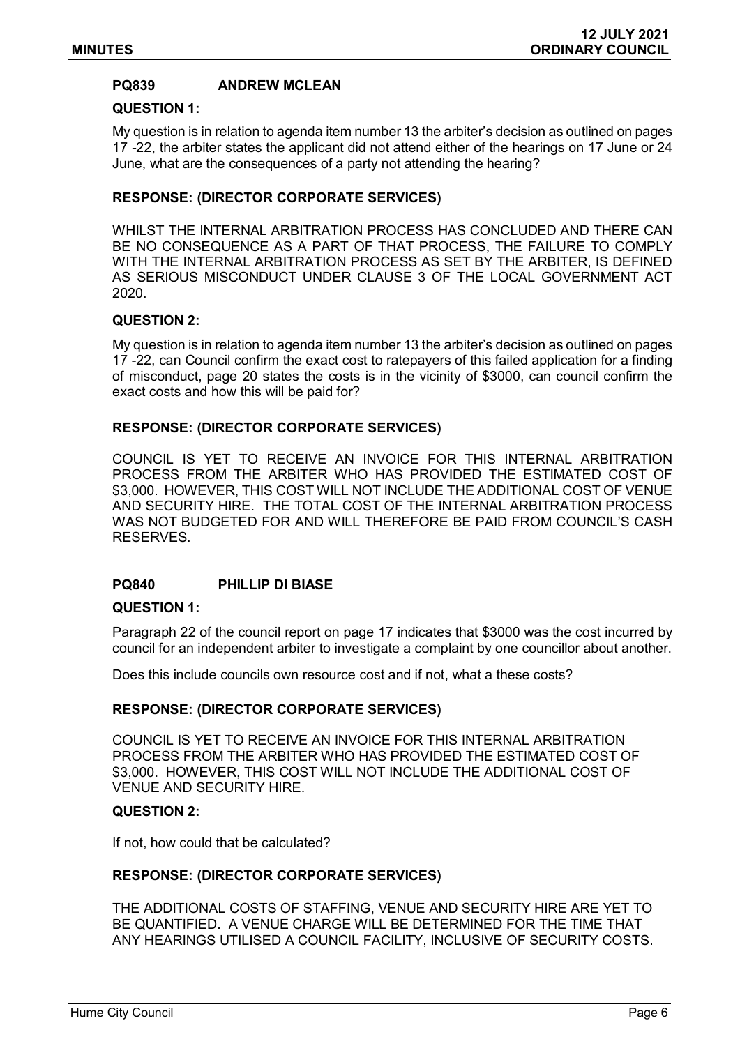### PQ839 ANDREW MCLEAN

**QUESTION 1:**

My question is in relation to agenda item number 13 the arbiter's decision as outlined on pages 17 -22, the arbiter states the applicant did not attend either of the hearings on 17 June or 24 June, what are the consequences of a party not attending the hearing?

**RESPONSE: (DIRECTOR CORPORATE SERVICES)**

WHILST THE INTERNAL ARBITRATION PROCESS HAS CONCLUDED AND THERE CAN BE NO CONSEQUENCE AS A PART OF THAT PROCESS, THE FAILURE TO COMPLY WITH THE INTERNAL ARBITRATION PROCESS AS SET BY THE ARBITER, IS DEFINED AS SERIOUS MISCONDUCT UNDER CLAUSE 3 OF THE LOCAL GOVERNMENT ACT 2020.

**QUESTION 2:**

My question is in relation to agenda item number 13 the arbiter's decision as outlined on pages 17 -22, can Council confirm the exact cost to ratepayers of this failed application for a finding of misconduct, page 20 states the costs is in the vicinity of $3000, can council confirm the exact costs and how this will be paid for?

**RESPONSE: (DIRECTOR CORPORATE SERVICES)**

COUNCIL IS YET TO RECEIVE AN INVOICE FOR THIS INTERNAL ARBITRATION PROCESS FROM THE ARBITER WHO HAS PROVIDED THE ESTIMATED COST OF $3,000. HOWEVER, THIS COST WILL NOT INCLUDE THE ADDITIONAL COST OF VENUE AND SECURITY HIRE. THE TOTAL COST OF THE INTERNAL ARBITRATION PROCESS WAS NOT BUDGETED FOR AND WILL THEREFORE BE PAID FROM COUNCIL'S CASH RESERVES.

### PQ840 PHILLIP DI BIASE

**QUESTION 1:**

Paragraph 22 of the council report on page 17 indicates that $3000 was the cost incurred by council for an independent arbiter to investigate a complaint by one councillor about another.

Does this include councils own resource cost and if not, what a these costs?

**RESPONSE: (DIRECTOR CORPORATE SERVICES)**

COUNCIL IS YET TO RECEIVE AN INVOICE FOR THIS INTERNAL ARBITRATION PROCESS FROM THE ARBITER WHO HAS PROVIDED THE ESTIMATED COST OF $3,000. HOWEVER, THIS COST WILL NOT INCLUDE THE ADDITIONAL COST OF VENUE AND SECURITY HIRE.

**QUESTION 2:**

If not, how could that be calculated?

**RESPONSE: (DIRECTOR CORPORATE SERVICES)**

THE ADDITIONAL COSTS OF STAFFING, VENUE AND SECURITY HIRE ARE YET TO BE QUANTIFIED. A VENUE CHARGE WILL BE DETERMINED FOR THE TIME THAT ANY HEARINGS UTILISED A COUNCIL FACILITY, INCLUSIVE OF SECURITY COSTS.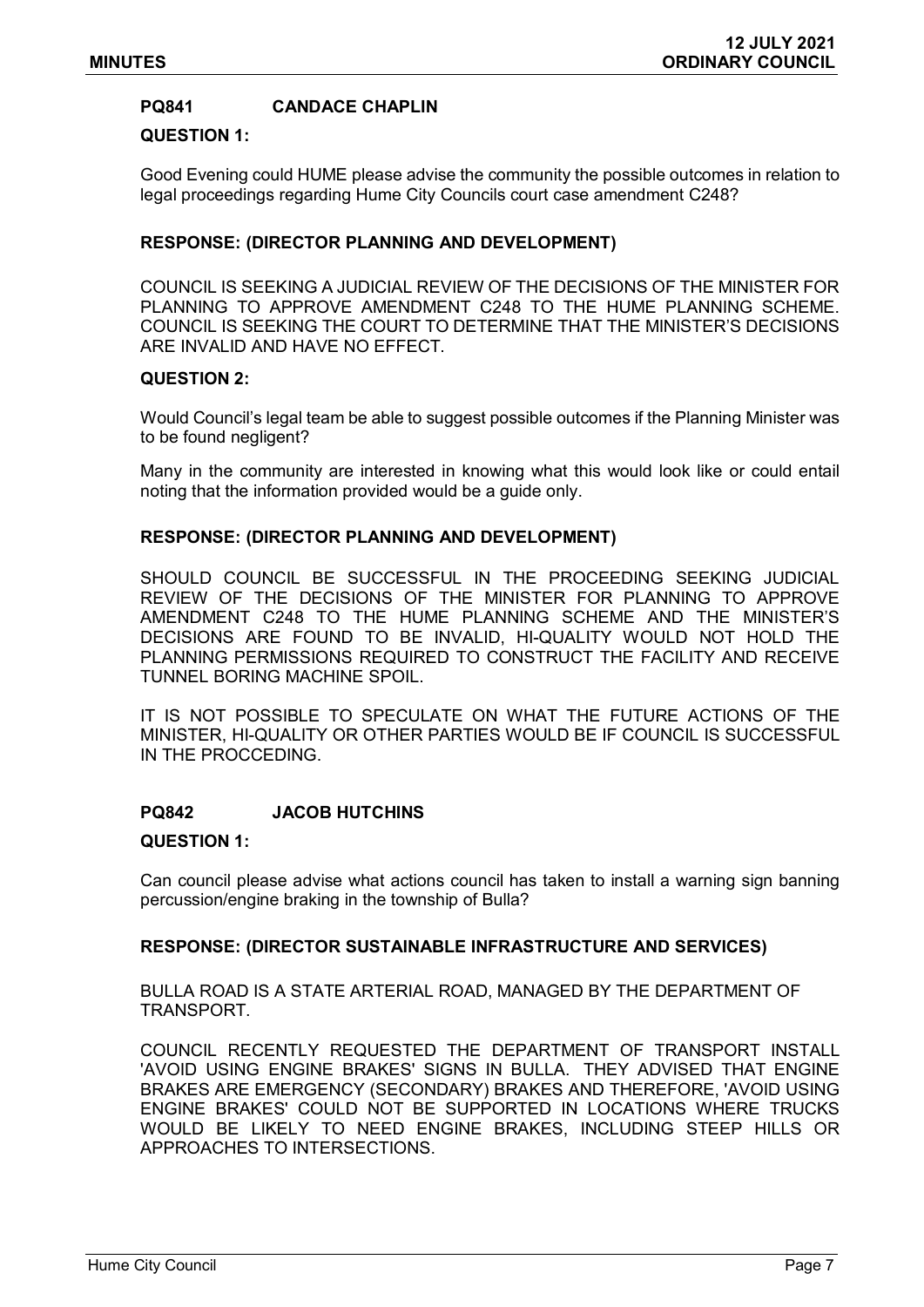### PQ841 CANDACE CHAPLIN

**QUESTION 1:**

Good Evening could HUME please advise the community the possible outcomes in relation to legal proceedings regarding Hume City Councils court case amendment C248?

**RESPONSE: (DIRECTOR PLANNING AND DEVELOPMENT)**

COUNCIL IS SEEKING A JUDICIAL REVIEW OF THE DECISIONS OF THE MINISTER FOR PLANNING TO APPROVE AMENDMENT C248 TO THE HUME PLANNING SCHEME. COUNCIL IS SEEKING THE COURT TO DETERMINE THAT THE MINISTER'S DECISIONS ARE INVALID AND HAVE NO EFFECT.

**QUESTION 2:**

Would Council's legal team be able to suggest possible outcomes if the Planning Minister was to be found negligent?

Many in the community are interested in knowing what this would look like or could entail noting that the information provided would be a guide only.

**RESPONSE: (DIRECTOR PLANNING AND DEVELOPMENT)**

SHOULD COUNCIL BE SUCCESSFUL IN THE PROCEEDING SEEKING JUDICIAL REVIEW OF THE DECISIONS OF THE MINISTER FOR PLANNING TO APPROVE AMENDMENT C248 TO THE HUME PLANNING SCHEME AND THE MINISTER'S DECISIONS ARE FOUND TO BE INVALID, HI-QUALITY WOULD NOT HOLD THE PLANNING PERMISSIONS REQUIRED TO CONSTRUCT THE FACILITY AND RECEIVE TUNNEL BORING MACHINE SPOIL.

IT IS NOT POSSIBLE TO SPECULATE ON WHAT THE FUTURE ACTIONS OF THE MINISTER, HI-QUALITY OR OTHER PARTIES WOULD BE IF COUNCIL IS SUCCESSFUL IN THE PROCCEDING.

### PQ842 JACOB HUTCHINS

**QUESTION 1:**

Can council please advise what actions council has taken to install a warning sign banning percussion/engine braking in the township of Bulla?

**RESPONSE: (DIRECTOR SUSTAINABLE INFRASTRUCTURE AND SERVICES)**

BULLA ROAD IS A STATE ARTERIAL ROAD, MANAGED BY THE DEPARTMENT OF TRANSPORT.

COUNCIL RECENTLY REQUESTED THE DEPARTMENT OF TRANSPORT INSTALL 'AVOID USING ENGINE BRAKES' SIGNS IN BULLA. THEY ADVISED THAT ENGINE BRAKES ARE EMERGENCY (SECONDARY) BRAKES AND THEREFORE, 'AVOID USING ENGINE BRAKES' COULD NOT BE SUPPORTED IN LOCATIONS WHERE TRUCKS WOULD BE LIKELY TO NEED ENGINE BRAKES, INCLUDING STEEP HILLS OR APPROACHES TO INTERSECTIONS.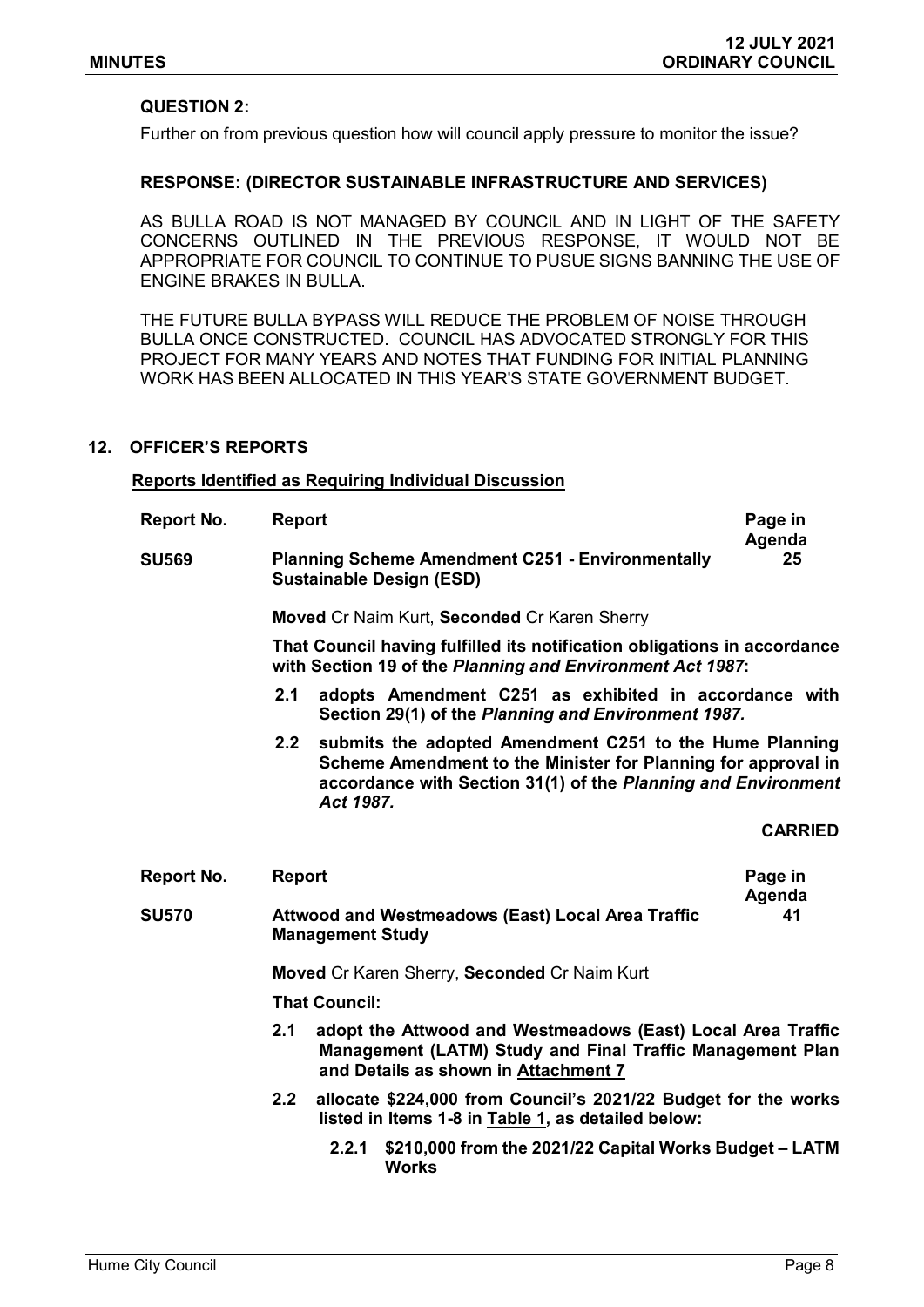**QUESTION 2:**

Further on from previous question how will council apply pressure to monitor the issue?

**RESPONSE: (DIRECTOR SUSTAINABLE INFRASTRUCTURE AND SERVICES)**

AS BULLA ROAD IS NOT MANAGED BY COUNCIL AND IN LIGHT OF THE SAFETY CONCERNS OUTLINED IN THE PREVIOUS RESPONSE, IT WOULD NOT BE APPROPRIATE FOR COUNCIL TO CONTINUE TO PUSUE SIGNS BANNING THE USE OF ENGINE BRAKES IN BULLA.

THE FUTURE BULLA BYPASS WILL REDUCE THE PROBLEM OF NOISE THROUGH BULLA ONCE CONSTRUCTED. COUNCIL HAS ADVOCATED STRONGLY FOR THIS PROJECT FOR MANY YEARS AND NOTES THAT FUNDING FOR INITIAL PLANNING WORK HAS BEEN ALLOCATED IN THIS YEAR'S STATE GOVERNMENT BUDGET.

## 12. OFFICER'S REPORTS

**Reports Identified as Requiring Individual Discussion**

| Report No. | Report | Page in Agenda |
|---|---|---|
| SU569 | Planning Scheme Amendment C251 - Environmentally Sustainable Design (ESD) | 25 |

**Moved** Cr Naim Kurt, **Seconded** Cr Karen Sherry

**That Council having fulfilled its notification obligations in accordance with Section 19 of the *Planning and Environment Act 1987*:**

- **2.1 adopts Amendment C251 as exhibited in accordance with Section 29(1) of the *Planning and Environment 1987.***
- **2.2 submits the adopted Amendment C251 to the Hume Planning Scheme Amendment to the Minister for Planning for approval in accordance with Section 31(1) of the *Planning and Environment Act 1987.***

**CARRIED**

| Report No. | Report | Page in Agenda |
|---|---|---|
| SU570 | Attwood and Westmeadows (East) Local Area Traffic Management Study | 41 |

**Moved** Cr Karen Sherry, **Seconded** Cr Naim Kurt

**That Council:**

- **2.1 adopt the Attwood and Westmeadows (East) Local Area Traffic Management (LATM) Study and Final Traffic Management Plan and Details as shown in Attachment 7**
- **2.2 allocate $224,000 from Council's 2021/22 Budget for the works listed in Items 1-8 in Table 1, as detailed below:**
  - **2.2.1 $210,000 from the 2021/22 Capital Works Budget – LATM Works**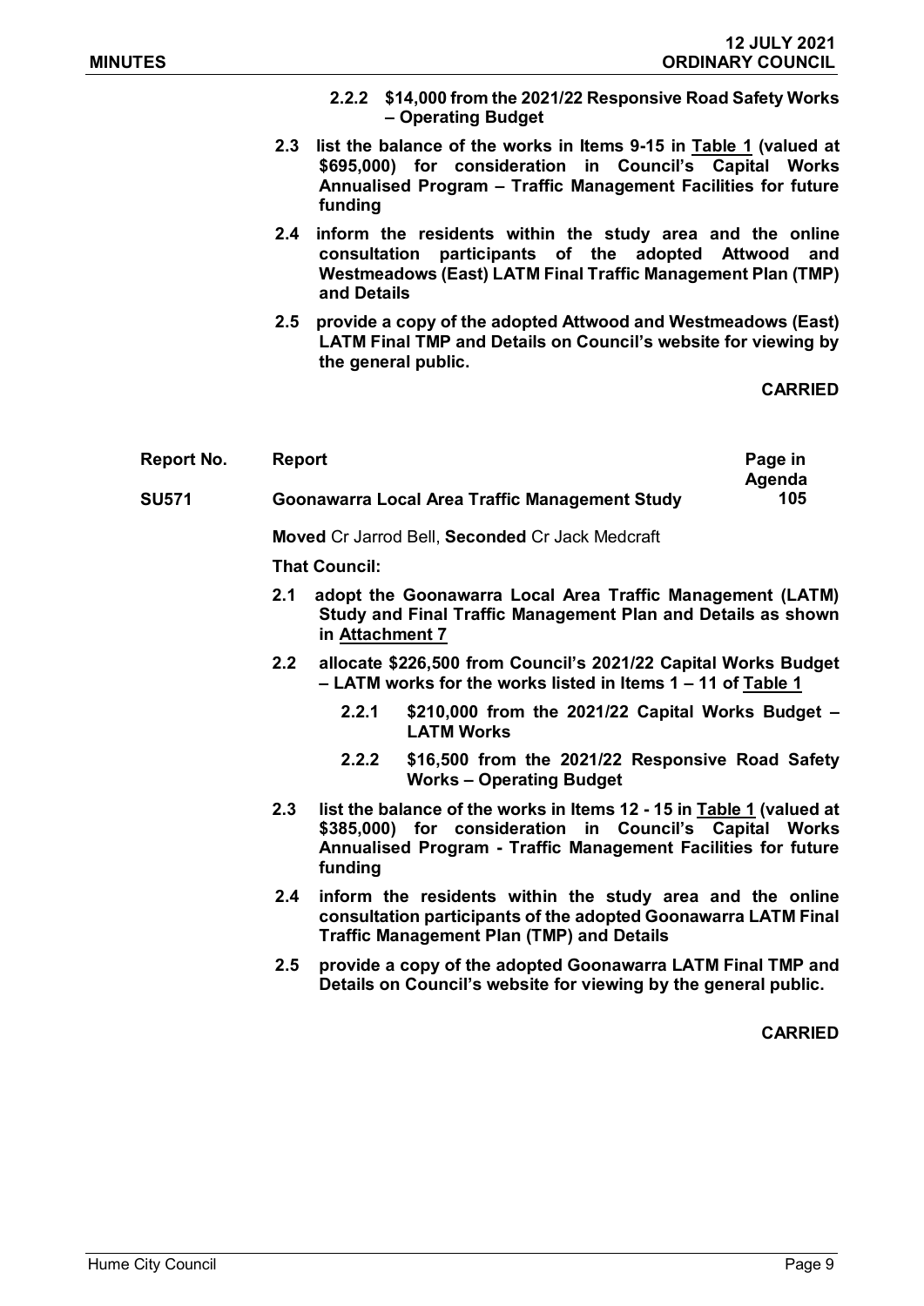**2.2.2 $14,000 from the 2021/22 Responsive Road Safety Works – Operating Budget**

**2.3 list the balance of the works in Items 9-15 in Table 1 (valued at $695,000) for consideration in Council's Capital Works Annualised Program – Traffic Management Facilities for future funding**

**2.4 inform the residents within the study area and the online consultation participants of the adopted Attwood and Westmeadows (East) LATM Final Traffic Management Plan (TMP) and Details**

**2.5 provide a copy of the adopted Attwood and Westmeadows (East) LATM Final TMP and Details on Council's website for viewing by the general public.**

**CARRIED**

| Report No. | Report | Page in Agenda |
|---|---|---|
| SU571 | Goonawarra Local Area Traffic Management Study | 105 |

**Moved** Cr Jarrod Bell, **Seconded** Cr Jack Medcraft

**That Council:**

**2.1 adopt the Goonawarra Local Area Traffic Management (LATM) Study and Final Traffic Management Plan and Details as shown in Attachment 7**

**2.2 allocate $226,500 from Council's 2021/22 Capital Works Budget – LATM works for the works listed in Items 1 – 11 of Table 1**

**2.2.1 $210,000 from the 2021/22 Capital Works Budget – LATM Works**

**2.2.2 $16,500 from the 2021/22 Responsive Road Safety Works – Operating Budget**

**2.3 list the balance of the works in Items 12 - 15 in Table 1 (valued at $385,000) for consideration in Council's Capital Works Annualised Program - Traffic Management Facilities for future funding**

**2.4 inform the residents within the study area and the online consultation participants of the adopted Goonawarra LATM Final Traffic Management Plan (TMP) and Details**

**2.5 provide a copy of the adopted Goonawarra LATM Final TMP and Details on Council's website for viewing by the general public.**

**CARRIED**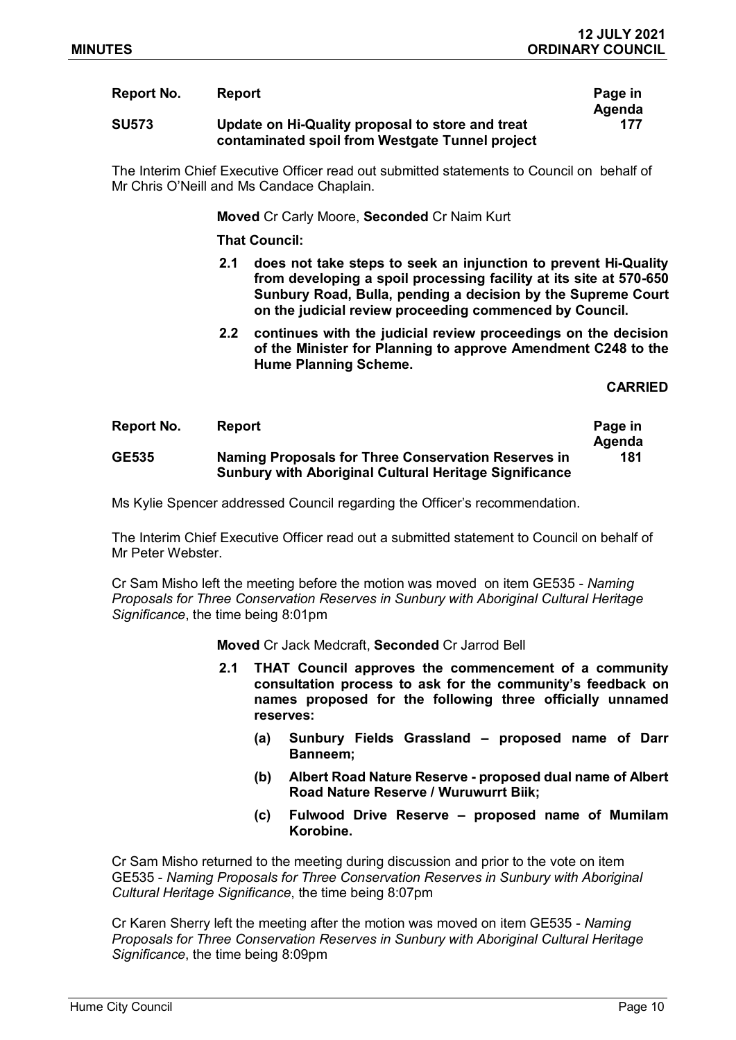| Report No. | Report | Page in Agenda |
| --- | --- | --- |
| **SU573** | **Update on Hi-Quality proposal to store and treat contaminated spoil from Westgate Tunnel project** | **177** |

The Interim Chief Executive Officer read out submitted statements to Council on behalf of Mr Chris O'Neill and Ms Candace Chaplain.

**Moved** Cr Carly Moore, **Seconded** Cr Naim Kurt

**That Council:**

**2.1 does not take steps to seek an injunction to prevent Hi-Quality from developing a spoil processing facility at its site at 570-650 Sunbury Road, Bulla, pending a decision by the Supreme Court on the judicial review proceeding commenced by Council.**

**2.2 continues with the judicial review proceedings on the decision of the Minister for Planning to approve Amendment C248 to the Hume Planning Scheme.**

**CARRIED**

| Report No. | Report | Page in Agenda |
| --- | --- | --- |
| **GE535** | **Naming Proposals for Three Conservation Reserves in Sunbury with Aboriginal Cultural Heritage Significance** | **181** |

Ms Kylie Spencer addressed Council regarding the Officer's recommendation.

The Interim Chief Executive Officer read out a submitted statement to Council on behalf of Mr Peter Webster.

Cr Sam Misho left the meeting before the motion was moved on item GE535 - *Naming Proposals for Three Conservation Reserves in Sunbury with Aboriginal Cultural Heritage Significance*, the time being 8:01pm

**Moved** Cr Jack Medcraft, **Seconded** Cr Jarrod Bell

**2.1 THAT Council approves the commencement of a community consultation process to ask for the community's feedback on names proposed for the following three officially unnamed reserves:**

- **(a) Sunbury Fields Grassland – proposed name of Darr Banneem;**
- **(b) Albert Road Nature Reserve - proposed dual name of Albert Road Nature Reserve / Wuruwurrt Biik;**
- **(c) Fulwood Drive Reserve – proposed name of Mumilam Korobine.**

Cr Sam Misho returned to the meeting during discussion and prior to the vote on item GE535 - *Naming Proposals for Three Conservation Reserves in Sunbury with Aboriginal Cultural Heritage Significance*, the time being 8:07pm

Cr Karen Sherry left the meeting after the motion was moved on item GE535 - *Naming Proposals for Three Conservation Reserves in Sunbury with Aboriginal Cultural Heritage Significance*, the time being 8:09pm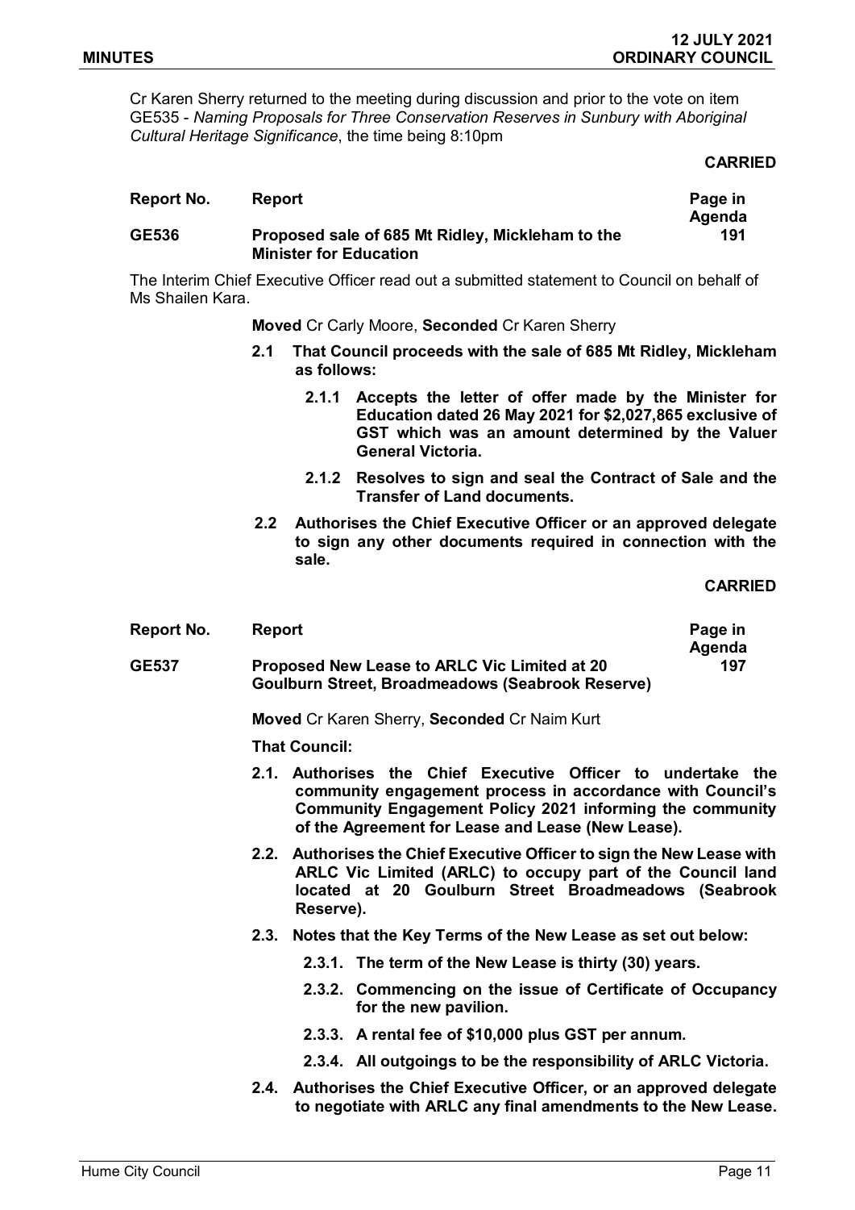Cr Karen Sherry returned to the meeting during discussion and prior to the vote on item GE535 - *Naming Proposals for Three Conservation Reserves in Sunbury with Aboriginal Cultural Heritage Significance*, the time being 8:10pm

**CARRIED**

| Report No. | Report | Page in Agenda |
|---|---|---|
| **GE536** | **Proposed sale of 685 Mt Ridley, Mickleham to the Minister for Education** | **191** |

The Interim Chief Executive Officer read out a submitted statement to Council on behalf of Ms Shailen Kara.

**Moved** Cr Carly Moore, **Seconded** Cr Karen Sherry

**2.1 That Council proceeds with the sale of 685 Mt Ridley, Mickleham as follows:**

**2.1.1 Accepts the letter of offer made by the Minister for Education dated 26 May 2021 for $2,027,865 exclusive of GST which was an amount determined by the Valuer General Victoria.**

**2.1.2 Resolves to sign and seal the Contract of Sale and the Transfer of Land documents.**

**2.2 Authorises the Chief Executive Officer or an approved delegate to sign any other documents required in connection with the sale.**

**CARRIED**

| Report No. | Report | Page in Agenda |
|---|---|---|
| **GE537** | **Proposed New Lease to ARLC Vic Limited at 20 Goulburn Street, Broadmeadows (Seabrook Reserve)** | **197** |

**Moved** Cr Karen Sherry, **Seconded** Cr Naim Kurt

**That Council:**

**2.1. Authorises the Chief Executive Officer to undertake the community engagement process in accordance with Council's Community Engagement Policy 2021 informing the community of the Agreement for Lease and Lease (New Lease).**

**2.2. Authorises the Chief Executive Officer to sign the New Lease with ARLC Vic Limited (ARLC) to occupy part of the Council land located at 20 Goulburn Street Broadmeadows (Seabrook Reserve).**

**2.3. Notes that the Key Terms of the New Lease as set out below:**

**2.3.1. The term of the New Lease is thirty (30) years.**

**2.3.2. Commencing on the issue of Certificate of Occupancy for the new pavilion.**

**2.3.3. A rental fee of $10,000 plus GST per annum.**

**2.3.4. All outgoings to be the responsibility of ARLC Victoria.**

**2.4. Authorises the Chief Executive Officer, or an approved delegate to negotiate with ARLC any final amendments to the New Lease.**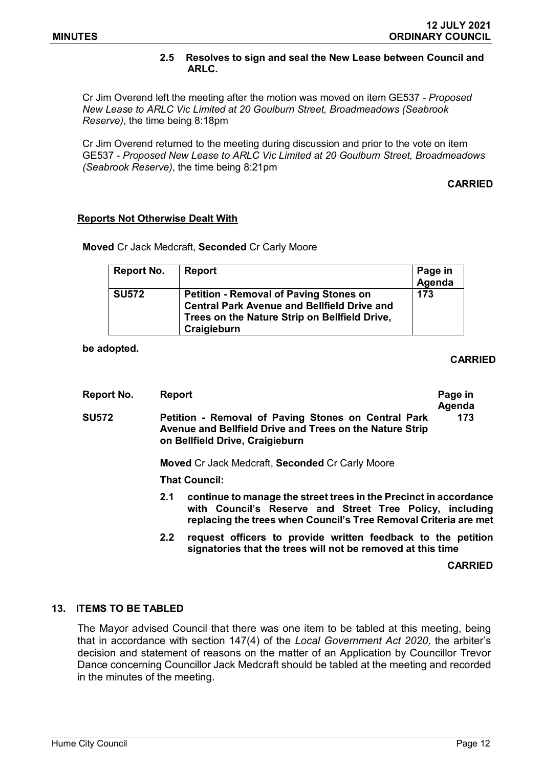**2.5 Resolves to sign and seal the New Lease between Council and ARLC.**

Cr Jim Overend left the meeting after the motion was moved on item GE537 - *Proposed New Lease to ARLC Vic Limited at 20 Goulburn Street, Broadmeadows (Seabrook Reserve)*, the time being 8:18pm

Cr Jim Overend returned to the meeting during discussion and prior to the vote on item GE537 - *Proposed New Lease to ARLC Vic Limited at 20 Goulburn Street, Broadmeadows (Seabrook Reserve)*, the time being 8:21pm

**CARRIED**

**Reports Not Otherwise Dealt With**

**Moved** Cr Jack Medcraft, **Seconded** Cr Carly Moore

| Report No. | Report | Page in Agenda |
|---|---|---|
| **SU572** | **Petition - Removal of Paving Stones on Central Park Avenue and Bellfield Drive and Trees on the Nature Strip on Bellfield Drive, Craigieburn** | **173** |

**be adopted.**

**CARRIED**

| Report No. | Report | Page in Agenda |
|---|---|---|
| **SU572** | **Petition - Removal of Paving Stones on Central Park Avenue and Bellfield Drive and Trees on the Nature Strip on Bellfield Drive, Craigieburn** | **173** |

**Moved** Cr Jack Medcraft, **Seconded** Cr Carly Moore

**That Council:**

**2.1 continue to manage the street trees in the Precinct in accordance with Council's Reserve and Street Tree Policy, including replacing the trees when Council's Tree Removal Criteria are met**

**2.2 request officers to provide written feedback to the petition signatories that the trees will not be removed at this time**

**CARRIED**

## 13. ITEMS TO BE TABLED

The Mayor advised Council that there was one item to be tabled at this meeting, being that in accordance with section 147(4) of the *Local Government Act 2020,* the arbiter's decision and statement of reasons on the matter of an Application by Councillor Trevor Dance concerning Councillor Jack Medcraft should be tabled at the meeting and recorded in the minutes of the meeting.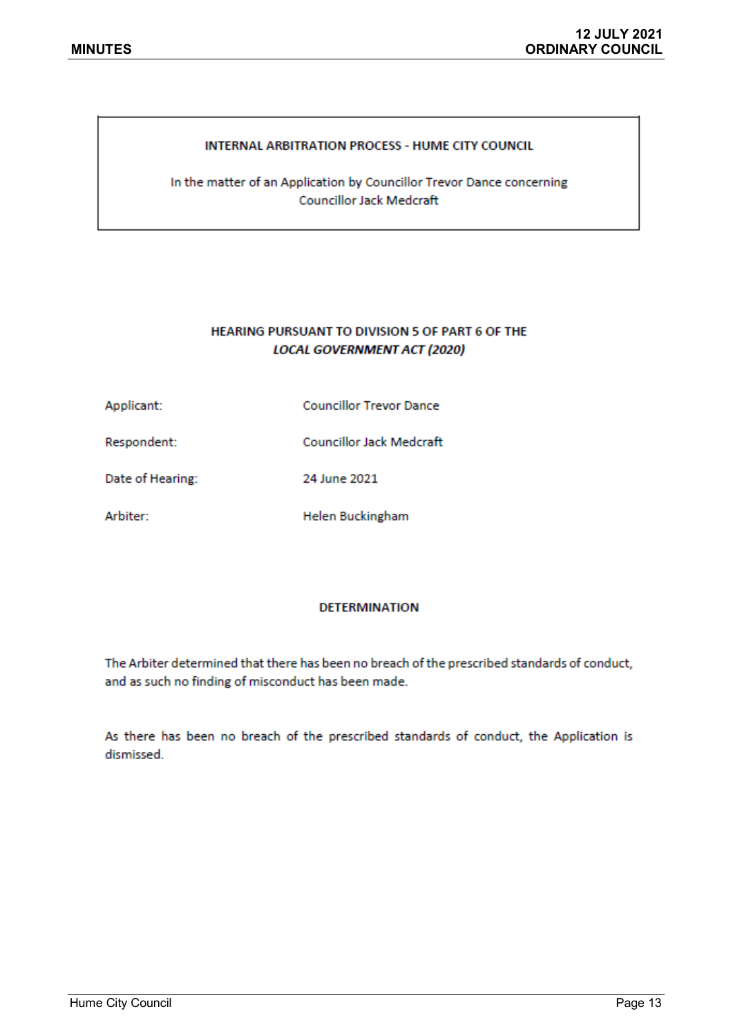**INTERNAL ARBITRATION PROCESS - HUME CITY COUNCIL**

In the matter of an Application by Councillor Trevor Dance concerning Councillor Jack Medcraft

**HEARING PURSUANT TO DIVISION 5 OF PART 6 OF THE *LOCAL GOVERNMENT ACT (2020)***

| | |
|---|---|
| Applicant: | Councillor Trevor Dance |
| Respondent: | Councillor Jack Medcraft |
| Date of Hearing: | 24 June 2021 |
| Arbiter: | Helen Buckingham |

## DETERMINATION

The Arbiter determined that there has been no breach of the prescribed standards of conduct, and as such no finding of misconduct has been made.

As there has been no breach of the prescribed standards of conduct, the Application is dismissed.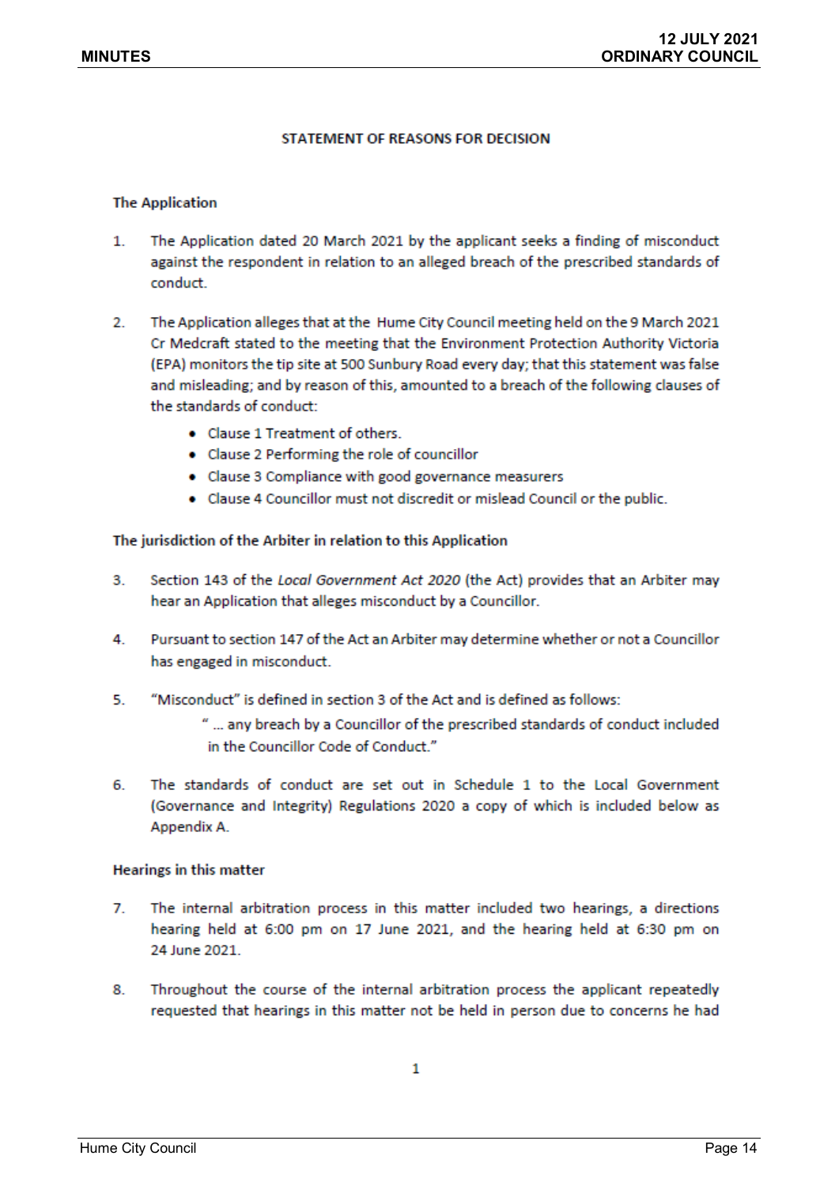## STATEMENT OF REASONS FOR DECISION

### The Application

1. The Application dated 20 March 2021 by the applicant seeks a finding of misconduct against the respondent in relation to an alleged breach of the prescribed standards of conduct.

2. The Application alleges that at the Hume City Council meeting held on the 9 March 2021 Cr Medcraft stated to the meeting that the Environment Protection Authority Victoria (EPA) monitors the tip site at 500 Sunbury Road every day; that this statement was false and misleading; and by reason of this, amounted to a breach of the following clauses of the standards of conduct:
   - Clause 1 Treatment of others.
   - Clause 2 Performing the role of councillor
   - Clause 3 Compliance with good governance measurers
   - Clause 4 Councillor must not discredit or mislead Council or the public.

### The jurisdiction of the Arbiter in relation to this Application

3. Section 143 of the *Local Government Act 2020* (the Act) provides that an Arbiter may hear an Application that alleges misconduct by a Councillor.

4. Pursuant to section 147 of the Act an Arbiter may determine whether or not a Councillor has engaged in misconduct.

5. "Misconduct" is defined in section 3 of the Act and is defined as follows:

   > " ... any breach by a Councillor of the prescribed standards of conduct included in the Councillor Code of Conduct."

6. The standards of conduct are set out in Schedule 1 to the Local Government (Governance and Integrity) Regulations 2020 a copy of which is included below as Appendix A.

### Hearings in this matter

7. The internal arbitration process in this matter included two hearings, a directions hearing held at 6:00 pm on 17 June 2021, and the hearing held at 6:30 pm on 24 June 2021.

8. Throughout the course of the internal arbitration process the applicant repeatedly requested that hearings in this matter not be held in person due to concerns he had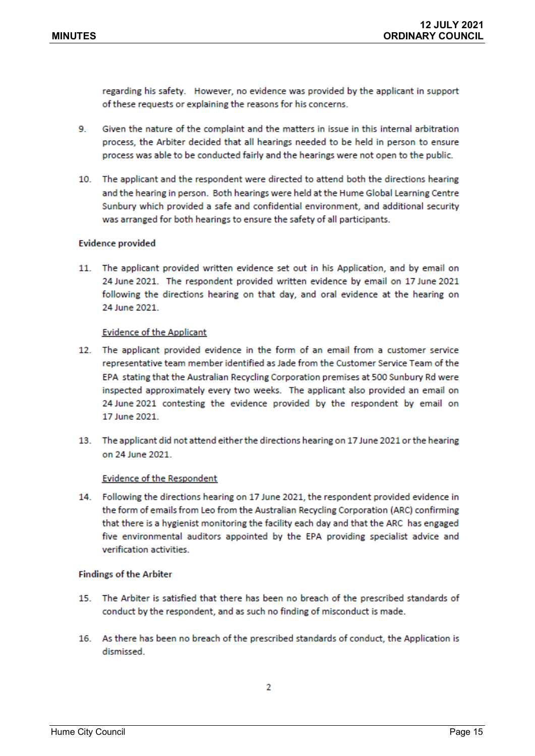regarding his safety. However, no evidence was provided by the applicant in support of these requests or explaining the reasons for his concerns.

9. Given the nature of the complaint and the matters in issue in this internal arbitration process, the Arbiter decided that all hearings needed to be held in person to ensure process was able to be conducted fairly and the hearings were not open to the public.

10. The applicant and the respondent were directed to attend both the directions hearing and the hearing in person. Both hearings were held at the Hume Global Learning Centre Sunbury which provided a safe and confidential environment, and additional security was arranged for both hearings to ensure the safety of all participants.

**Evidence provided**

11. The applicant provided written evidence set out in his Application, and by email on 24 June 2021. The respondent provided written evidence by email on 17 June 2021 following the directions hearing on that day, and oral evidence at the hearing on 24 June 2021.

<u>Evidence of the Applicant</u>

12. The applicant provided evidence in the form of an email from a customer service representative team member identified as Jade from the Customer Service Team of the EPA stating that the Australian Recycling Corporation premises at 500 Sunbury Rd were inspected approximately every two weeks. The applicant also provided an email on 24 June 2021 contesting the evidence provided by the respondent by email on 17 June 2021.

13. The applicant did not attend either the directions hearing on 17 June 2021 or the hearing on 24 June 2021.

<u>Evidence of the Respondent</u>

14. Following the directions hearing on 17 June 2021, the respondent provided evidence in the form of emails from Leo from the Australian Recycling Corporation (ARC) confirming that there is a hygienist monitoring the facility each day and that the ARC has engaged five environmental auditors appointed by the EPA providing specialist advice and verification activities.

**Findings of the Arbiter**

15. The Arbiter is satisfied that there has been no breach of the prescribed standards of conduct by the respondent, and as such no finding of misconduct is made.

16. As there has been no breach of the prescribed standards of conduct, the Application is dismissed.

2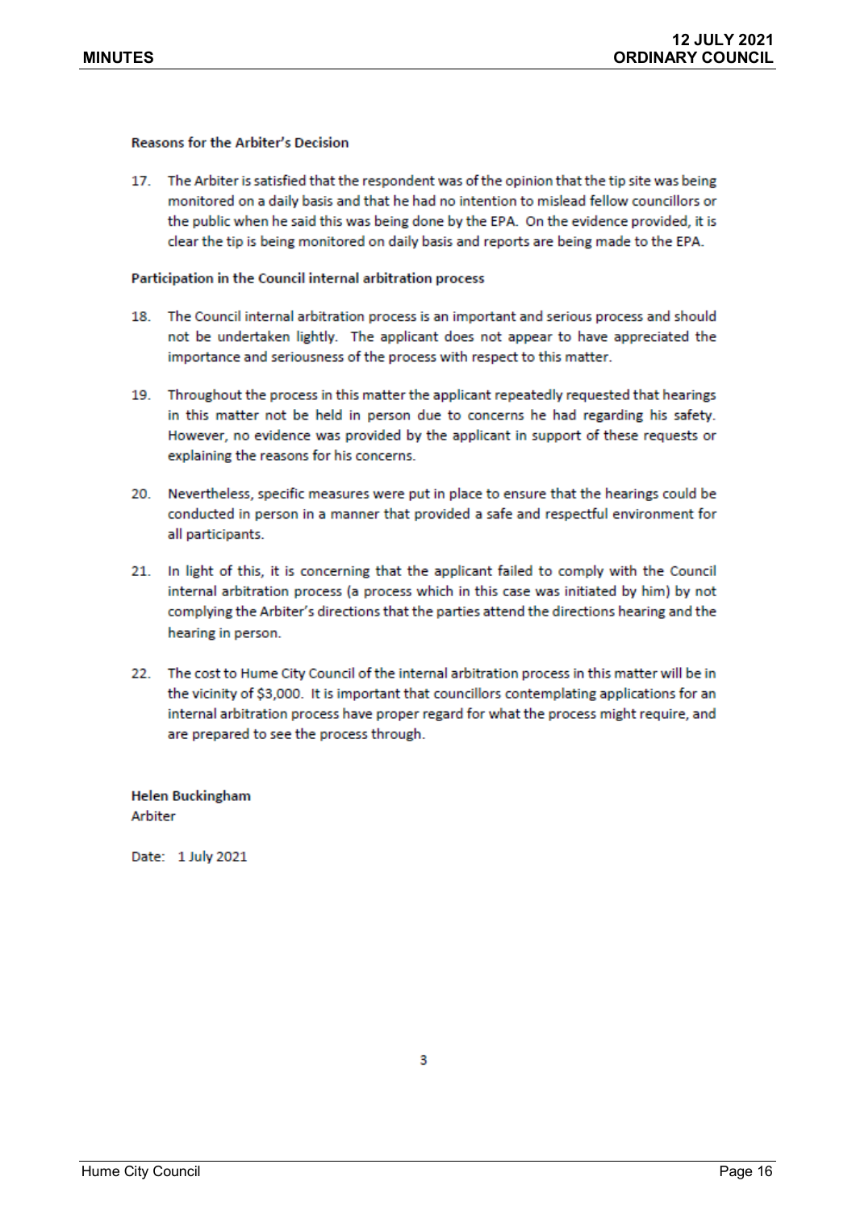**Reasons for the Arbiter's Decision**

17. The Arbiter is satisfied that the respondent was of the opinion that the tip site was being monitored on a daily basis and that he had no intention to mislead fellow councillors or the public when he said this was being done by the EPA. On the evidence provided, it is clear the tip is being monitored on daily basis and reports are being made to the EPA.

**Participation in the Council internal arbitration process**

18. The Council internal arbitration process is an important and serious process and should not be undertaken lightly. The applicant does not appear to have appreciated the importance and seriousness of the process with respect to this matter.

19. Throughout the process in this matter the applicant repeatedly requested that hearings in this matter not be held in person due to concerns he had regarding his safety. However, no evidence was provided by the applicant in support of these requests or explaining the reasons for his concerns.

20. Nevertheless, specific measures were put in place to ensure that the hearings could be conducted in person in a manner that provided a safe and respectful environment for all participants.

21. In light of this, it is concerning that the applicant failed to comply with the Council internal arbitration process (a process which in this case was initiated by him) by not complying the Arbiter's directions that the parties attend the directions hearing and the hearing in person.

22. The cost to Hume City Council of the internal arbitration process in this matter will be in the vicinity of $3,000. It is important that councillors contemplating applications for an internal arbitration process have proper regard for what the process might require, and are prepared to see the process through.

**Helen Buckingham**
Arbiter

Date: 1 July 2021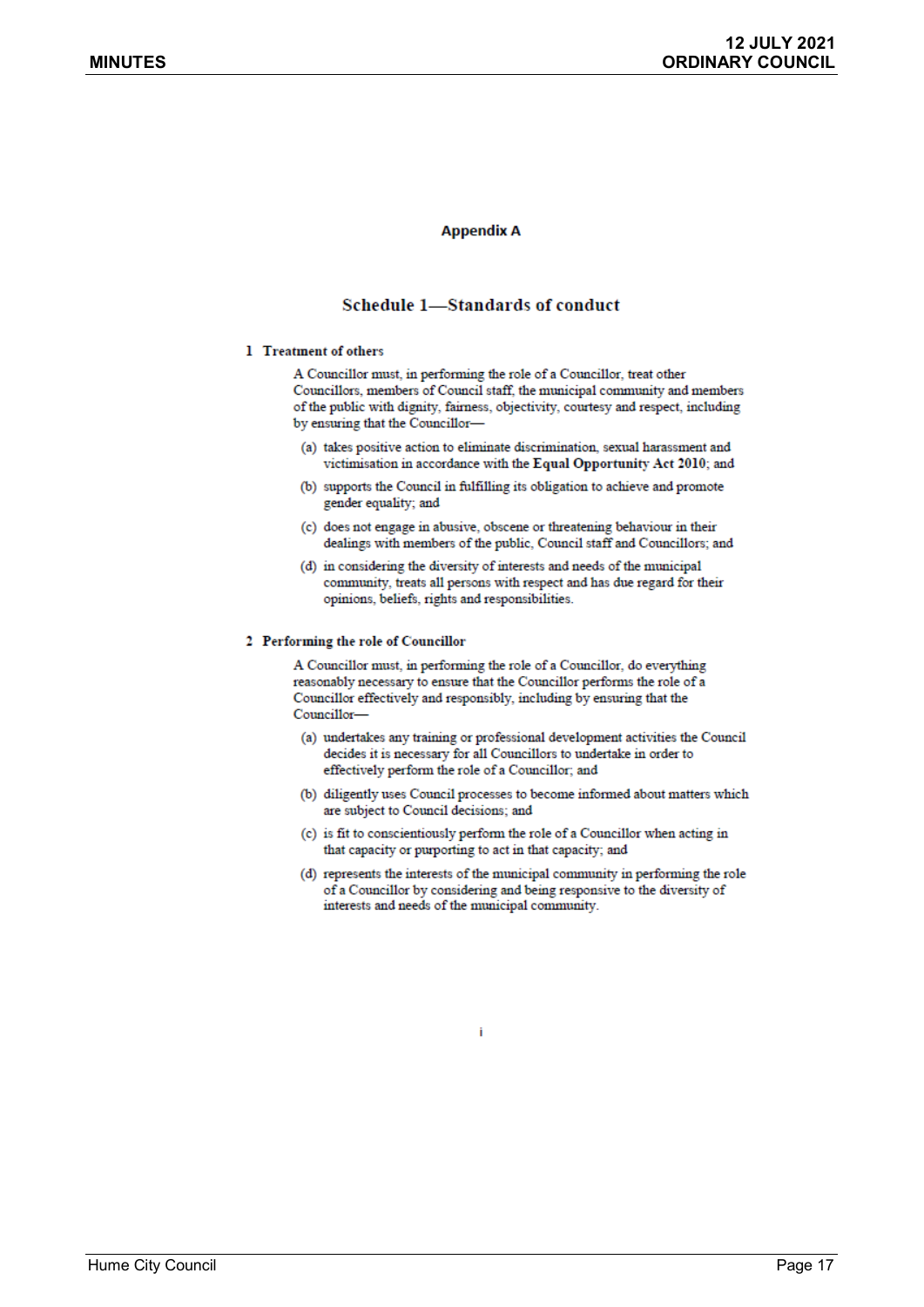## Appendix A

# Schedule 1—Standards of conduct

### 1 Treatment of others

A Councillor must, in performing the role of a Councillor, treat other Councillors, members of Council staff, the municipal community and members of the public with dignity, fairness, objectivity, courtesy and respect, including by ensuring that the Councillor—

(a) takes positive action to eliminate discrimination, sexual harassment and victimisation in accordance with the **Equal Opportunity Act 2010**; and

(b) supports the Council in fulfilling its obligation to achieve and promote gender equality; and

(c) does not engage in abusive, obscene or threatening behaviour in their dealings with members of the public, Council staff and Councillors; and

(d) in considering the diversity of interests and needs of the municipal community, treats all persons with respect and has due regard for their opinions, beliefs, rights and responsibilities.

### 2 Performing the role of Councillor

A Councillor must, in performing the role of a Councillor, do everything reasonably necessary to ensure that the Councillor performs the role of a Councillor effectively and responsibly, including by ensuring that the Councillor—

(a) undertakes any training or professional development activities the Council decides it is necessary for all Councillors to undertake in order to effectively perform the role of a Councillor; and

(b) diligently uses Council processes to become informed about matters which are subject to Council decisions; and

(c) is fit to conscientiously perform the role of a Councillor when acting in that capacity or purporting to act in that capacity; and

(d) represents the interests of the municipal community in performing the role of a Councillor by considering and being responsive to the diversity of interests and needs of the municipal community.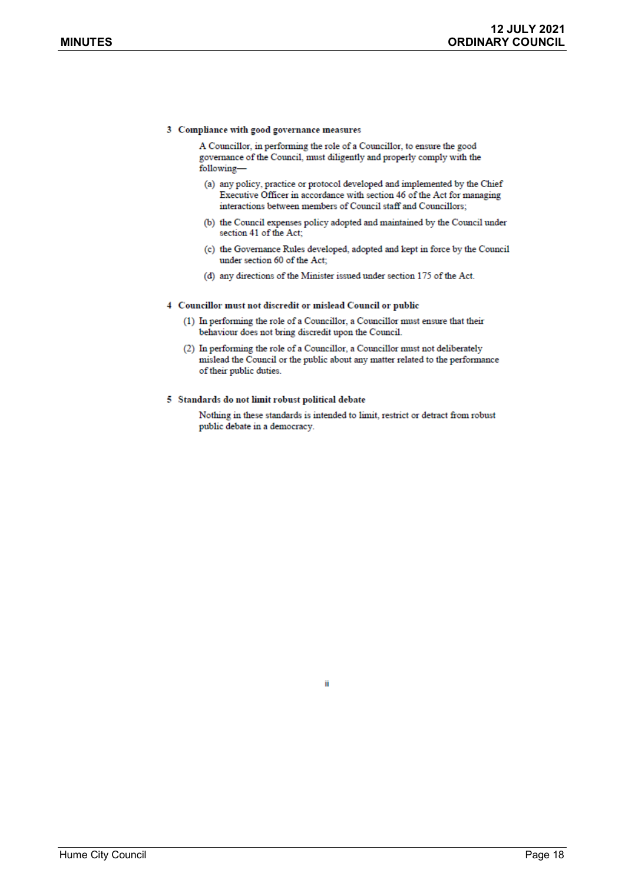### 3 Compliance with good governance measures

A Councillor, in performing the role of a Councillor, to ensure the good governance of the Council, must diligently and properly comply with the following—

(a) any policy, practice or protocol developed and implemented by the Chief Executive Officer in accordance with section 46 of the Act for managing interactions between members of Council staff and Councillors;

(b) the Council expenses policy adopted and maintained by the Council under section 41 of the Act;

(c) the Governance Rules developed, adopted and kept in force by the Council under section 60 of the Act;

(d) any directions of the Minister issued under section 175 of the Act.

### 4 Councillor must not discredit or mislead Council or public

(1) In performing the role of a Councillor, a Councillor must ensure that their behaviour does not bring discredit upon the Council.

(2) In performing the role of a Councillor, a Councillor must not deliberately mislead the Council or the public about any matter related to the performance of their public duties.

### 5 Standards do not limit robust political debate

Nothing in these standards is intended to limit, restrict or detract from robust public debate in a democracy.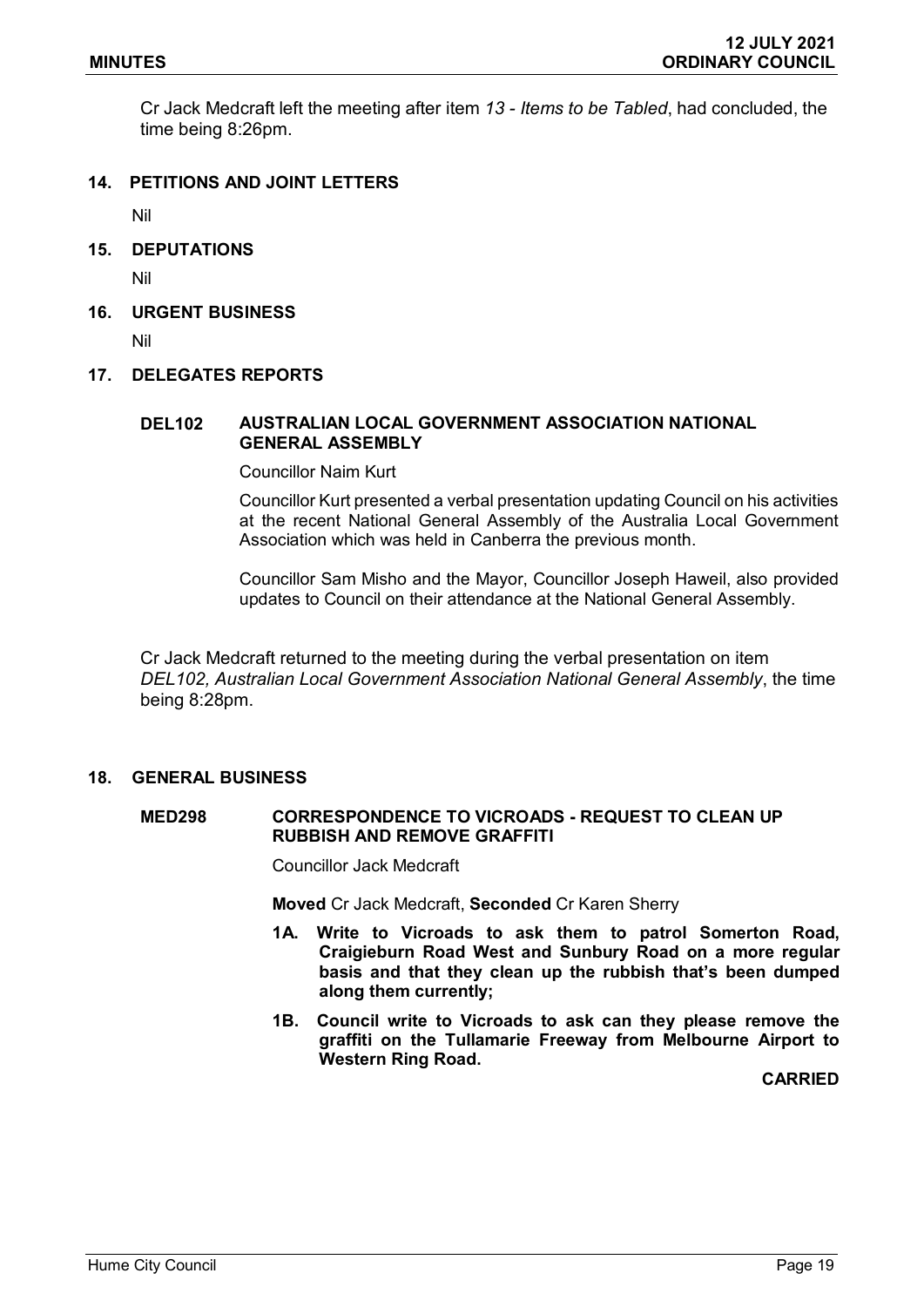Cr Jack Medcraft left the meeting after item *13 - Items to be Tabled*, had concluded, the time being 8:26pm.

## 14. PETITIONS AND JOINT LETTERS

Nil

## 15. DEPUTATIONS

Nil

## 16. URGENT BUSINESS

Nil

## 17. DELEGATES REPORTS

### DEL102 AUSTRALIAN LOCAL GOVERNMENT ASSOCIATION NATIONAL GENERAL ASSEMBLY

Councillor Naim Kurt

Councillor Kurt presented a verbal presentation updating Council on his activities at the recent National General Assembly of the Australia Local Government Association which was held in Canberra the previous month.

Councillor Sam Misho and the Mayor, Councillor Joseph Haweil, also provided updates to Council on their attendance at the National General Assembly.

Cr Jack Medcraft returned to the meeting during the verbal presentation on item *DEL102, Australian Local Government Association National General Assembly*, the time being 8:28pm.

## 18. GENERAL BUSINESS

### MED298 CORRESPONDENCE TO VICROADS - REQUEST TO CLEAN UP RUBBISH AND REMOVE GRAFFITI

Councillor Jack Medcraft

**Moved** Cr Jack Medcraft, **Seconded** Cr Karen Sherry

**1A. Write to Vicroads to ask them to patrol Somerton Road, Craigieburn Road West and Sunbury Road on a more regular basis and that they clean up the rubbish that's been dumped along them currently;**

**1B. Council write to Vicroads to ask can they please remove the graffiti on the Tullamarie Freeway from Melbourne Airport to Western Ring Road.**

**CARRIED**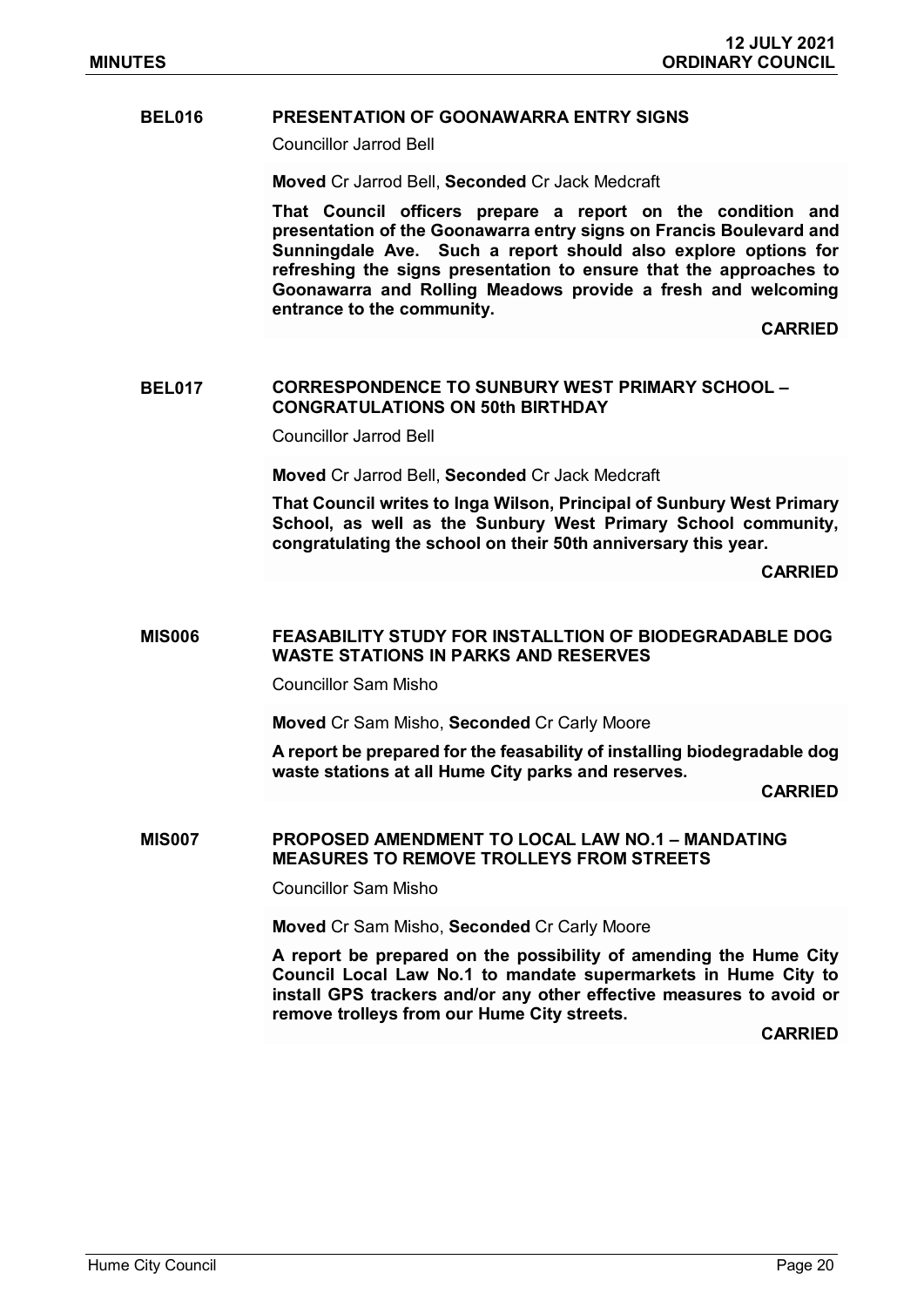### BEL016 PRESENTATION OF GOONAWARRA ENTRY SIGNS

Councillor Jarrod Bell

**Moved** Cr Jarrod Bell, **Seconded** Cr Jack Medcraft

**That Council officers prepare a report on the condition and presentation of the Goonawarra entry signs on Francis Boulevard and Sunningdale Ave. Such a report should also explore options for refreshing the signs presentation to ensure that the approaches to Goonawarra and Rolling Meadows provide a fresh and welcoming entrance to the community.**

**CARRIED**

### BEL017 CORRESPONDENCE TO SUNBURY WEST PRIMARY SCHOOL – CONGRATULATIONS ON 50th BIRTHDAY

Councillor Jarrod Bell

**Moved** Cr Jarrod Bell, **Seconded** Cr Jack Medcraft

**That Council writes to Inga Wilson, Principal of Sunbury West Primary School, as well as the Sunbury West Primary School community, congratulating the school on their 50th anniversary this year.**

**CARRIED**

### MIS006 FEASABILITY STUDY FOR INSTALLTION OF BIODEGRADABLE DOG WASTE STATIONS IN PARKS AND RESERVES

Councillor Sam Misho

**Moved** Cr Sam Misho, **Seconded** Cr Carly Moore

**A report be prepared for the feasability of installing biodegradable dog waste stations at all Hume City parks and reserves.**

**CARRIED**

### MIS007 PROPOSED AMENDMENT TO LOCAL LAW NO.1 – MANDATING MEASURES TO REMOVE TROLLEYS FROM STREETS

Councillor Sam Misho

**Moved** Cr Sam Misho, **Seconded** Cr Carly Moore

**A report be prepared on the possibility of amending the Hume City Council Local Law No.1 to mandate supermarkets in Hume City to install GPS trackers and/or any other effective measures to avoid or remove trolleys from our Hume City streets.**

**CARRIED**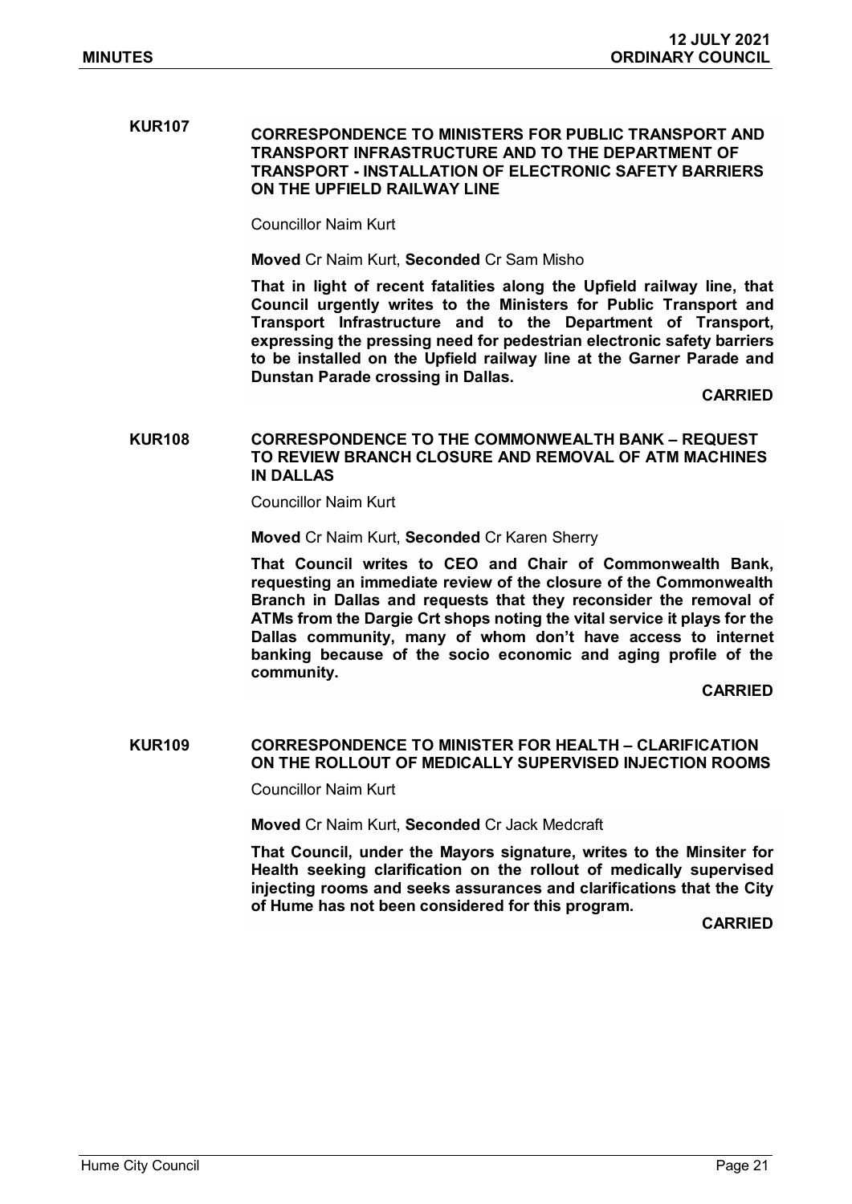## KUR107 CORRESPONDENCE TO MINISTERS FOR PUBLIC TRANSPORT AND TRANSPORT INFRASTRUCTURE AND TO THE DEPARTMENT OF TRANSPORT - INSTALLATION OF ELECTRONIC SAFETY BARRIERS ON THE UPFIELD RAILWAY LINE

Councillor Naim Kurt

**Moved** Cr Naim Kurt, **Seconded** Cr Sam Misho

**That in light of recent fatalities along the Upfield railway line, that Council urgently writes to the Ministers for Public Transport and Transport Infrastructure and to the Department of Transport, expressing the pressing need for pedestrian electronic safety barriers to be installed on the Upfield railway line at the Garner Parade and Dunstan Parade crossing in Dallas.**

**CARRIED**

## KUR108 CORRESPONDENCE TO THE COMMONWEALTH BANK – REQUEST TO REVIEW BRANCH CLOSURE AND REMOVAL OF ATM MACHINES IN DALLAS

Councillor Naim Kurt

**Moved** Cr Naim Kurt, **Seconded** Cr Karen Sherry

**That Council writes to CEO and Chair of Commonwealth Bank, requesting an immediate review of the closure of the Commonwealth Branch in Dallas and requests that they reconsider the removal of ATMs from the Dargie Crt shops noting the vital service it plays for the Dallas community, many of whom don't have access to internet banking because of the socio economic and aging profile of the community.**

**CARRIED**

## KUR109 CORRESPONDENCE TO MINISTER FOR HEALTH – CLARIFICATION ON THE ROLLOUT OF MEDICALLY SUPERVISED INJECTION ROOMS

Councillor Naim Kurt

**Moved** Cr Naim Kurt, **Seconded** Cr Jack Medcraft

**That Council, under the Mayors signature, writes to the Minsiter for Health seeking clarification on the rollout of medically supervised injecting rooms and seeks assurances and clarifications that the City of Hume has not been considered for this program.**

**CARRIED**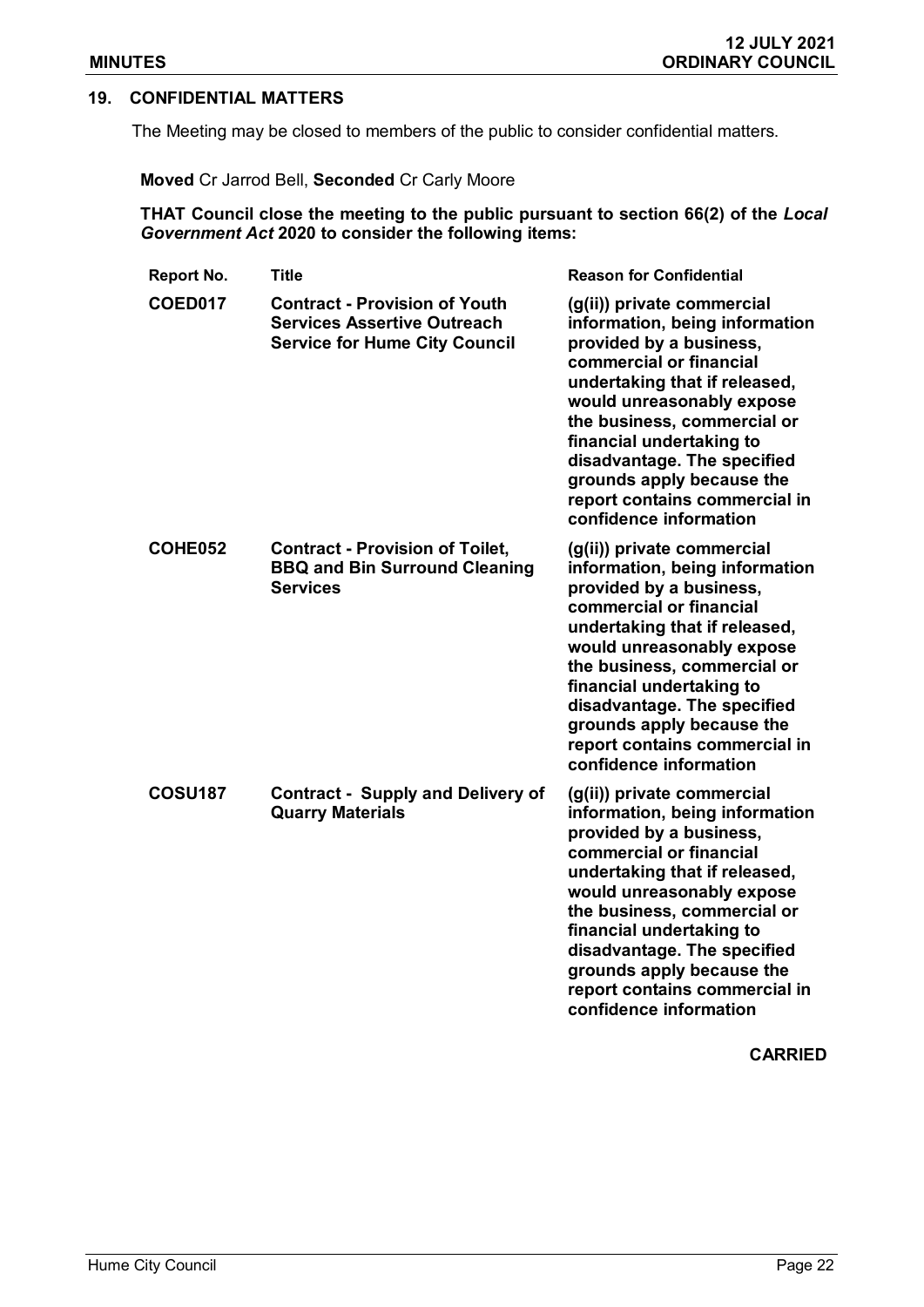## 19. CONFIDENTIAL MATTERS

The Meeting may be closed to members of the public to consider confidential matters.

**Moved** Cr Jarrod Bell, **Seconded** Cr Carly Moore

**THAT Council close the meeting to the public pursuant to section 66(2) of the *Local Government Act* 2020 to consider the following items:**

| Report No. | Title | Reason for Confidential |
|---|---|---|
| **COED017** | **Contract - Provision of Youth Services Assertive Outreach Service for Hume City Council** | **(g(ii)) private commercial information, being information provided by a business, commercial or financial undertaking that if released, would unreasonably expose the business, commercial or financial undertaking to disadvantage. The specified grounds apply because the report contains commercial in confidence information** |
| **COHE052** | **Contract - Provision of Toilet, BBQ and Bin Surround Cleaning Services** | **(g(ii)) private commercial information, being information provided by a business, commercial or financial undertaking that if released, would unreasonably expose the business, commercial or financial undertaking to disadvantage. The specified grounds apply because the report contains commercial in confidence information** |
| **COSU187** | **Contract - Supply and Delivery of Quarry Materials** | **(g(ii)) private commercial information, being information provided by a business, commercial or financial undertaking that if released, would unreasonably expose the business, commercial or financial undertaking to disadvantage. The specified grounds apply because the report contains commercial in confidence information** |

**CARRIED**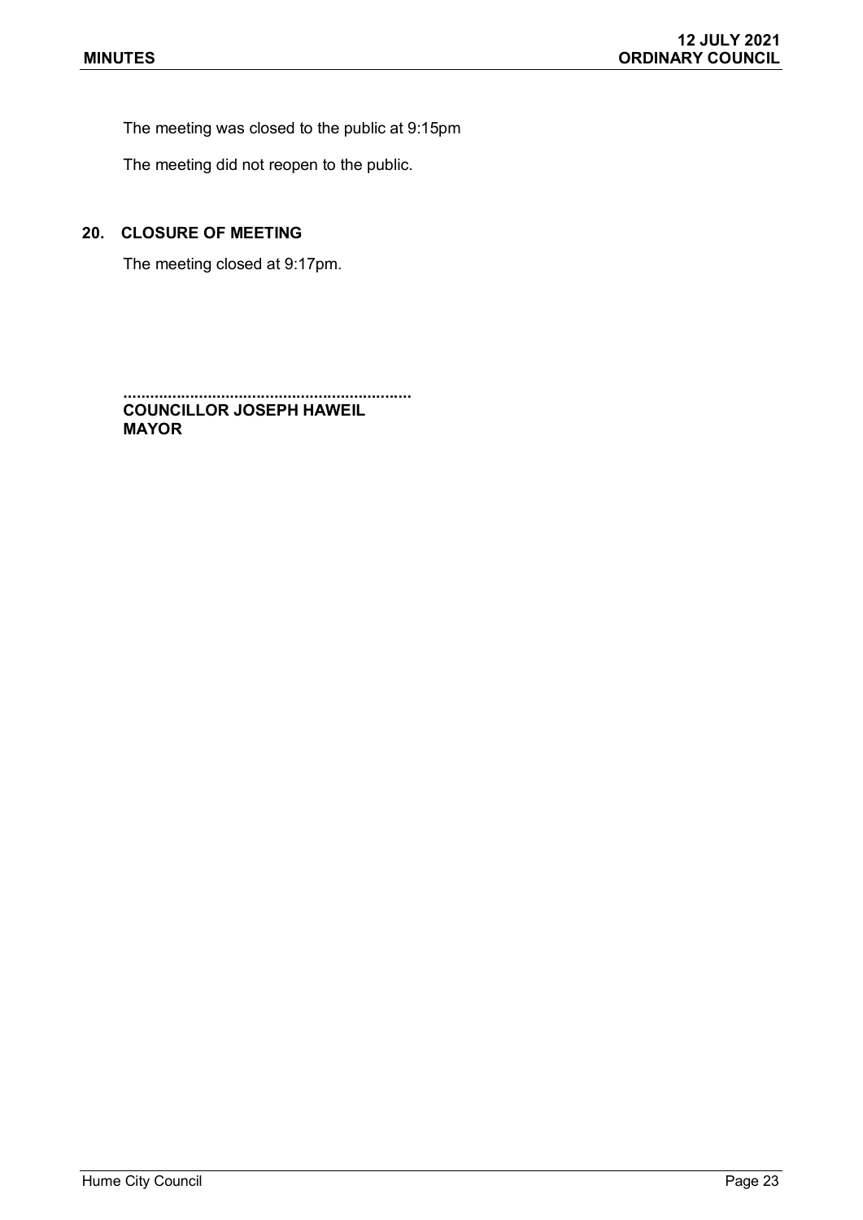The meeting was closed to the public at 9:15pm

The meeting did not reopen to the public.

## 20. CLOSURE OF MEETING

The meeting closed at 9:17pm.

.................................................................
**COUNCILLOR JOSEPH HAWEIL**
**MAYOR**